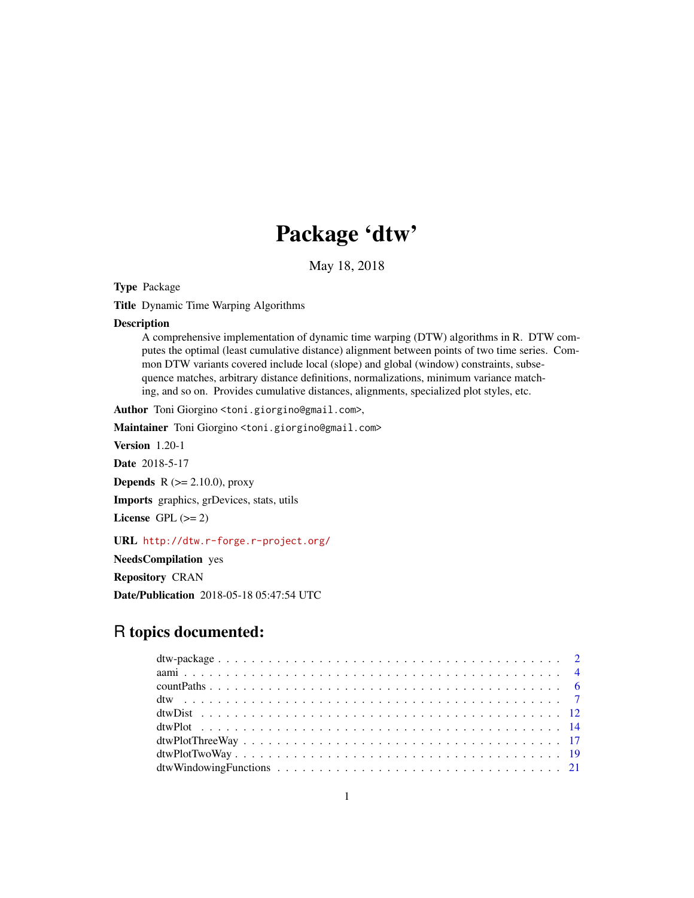# Package 'dtw'

May 18, 2018

**Type** Package

**Title** Dynamic Time Warping Algorithms

**Description**
A comprehensive implementation of dynamic time warping (DTW) algorithms in R. DTW computes the optimal (least cumulative distance) alignment between points of two time series. Common DTW variants covered include local (slope) and global (window) constraints, subsequence matches, arbitrary distance definitions, normalizations, minimum variance matching, and so on. Provides cumulative distances, alignments, specialized plot styles, etc.

**Author** Toni Giorgino <toni.giorgino@gmail.com>,

**Maintainer** Toni Giorgino <toni.giorgino@gmail.com>

**Version** 1.20-1

**Date** 2018-5-17

**Depends** R (>= 2.10.0), proxy

**Imports** graphics, grDevices, stats, utils

**License** GPL (>= 2)

**URL** http://dtw.r-forge.r-project.org/

**NeedsCompilation** yes

**Repository** CRAN

**Date/Publication** 2018-05-18 05:47:54 UTC

## R topics documented:

- dtw-package . . . . . . . . . . 2
- aami . . . . . . . . . . 4
- countPaths . . . . . . . . . . 6
- dtw . . . . . . . . . . 7
- dtwDist . . . . . . . . . . 12
- dtwPlot . . . . . . . . . . 14
- dtwPlotThreeWay . . . . . . . . . . 17
- dtwPlotTwoWay . . . . . . . . . . 19
- dtwWindowingFunctions . . . . . . . . . . 21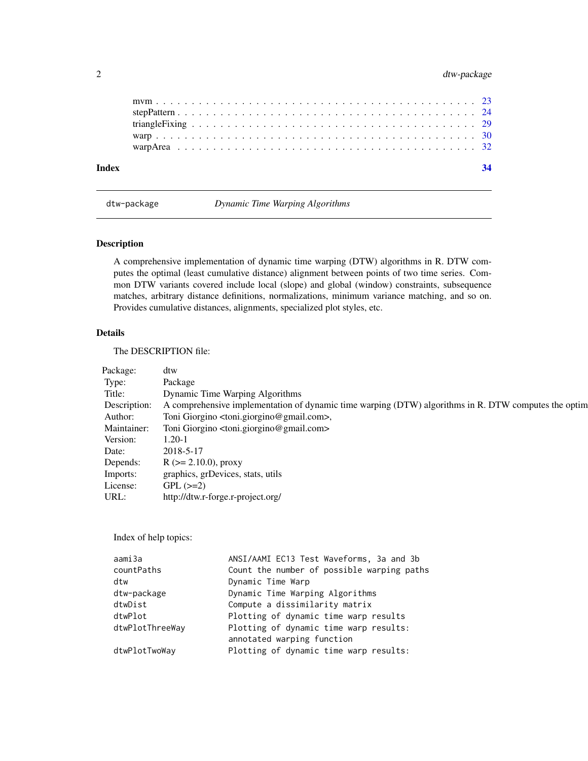| | |
|---|---|
| mvm | 23 |
| stepPattern | 24 |
| triangleFixing | 29 |
| warp | 30 |
| warpArea | 32 |

**Index** **34**

---

dtw-package *Dynamic Time Warping Algorithms*

---

## Description

A comprehensive implementation of dynamic time warping (DTW) algorithms in R. DTW computes the optimal (least cumulative distance) alignment between points of two time series. Common DTW variants covered include local (slope) and global (window) constraints, subsequence matches, arbitrary distance definitions, normalizations, minimum variance matching, and so on. Provides cumulative distances, alignments, specialized plot styles, etc.

## Details

The DESCRIPTION file:

| | |
|---|---|
| Package: | dtw |
| Type: | Package |
| Title: | Dynamic Time Warping Algorithms |
| Description: | A comprehensive implementation of dynamic time warping (DTW) algorithms in R. DTW computes the optim |
| Author: | Toni Giorgino <toni.giorgino@gmail.com>, |
| Maintainer: | Toni Giorgino <toni.giorgino@gmail.com> |
| Version: | 1.20-1 |
| Date: | 2018-5-17 |
| Depends: | R (>= 2.10.0), proxy |
| Imports: | graphics, grDevices, stats, utils |
| License: | GPL (>=2) |
| URL: | http://dtw.r-forge.r-project.org/ |

Index of help topics:

```
aami3a                  ANSI/AAMI EC13 Test Waveforms, 3a and 3b
countPaths              Count the number of possible warping paths
dtw                     Dynamic Time Warp
dtw-package             Dynamic Time Warping Algorithms
dtwDist                 Compute a dissimilarity matrix
dtwPlot                 Plotting of dynamic time warp results
dtwPlotThreeWay         Plotting of dynamic time warp results:
                        annotated warping function
dtwPlotTwoWay           Plotting of dynamic time warp results:
```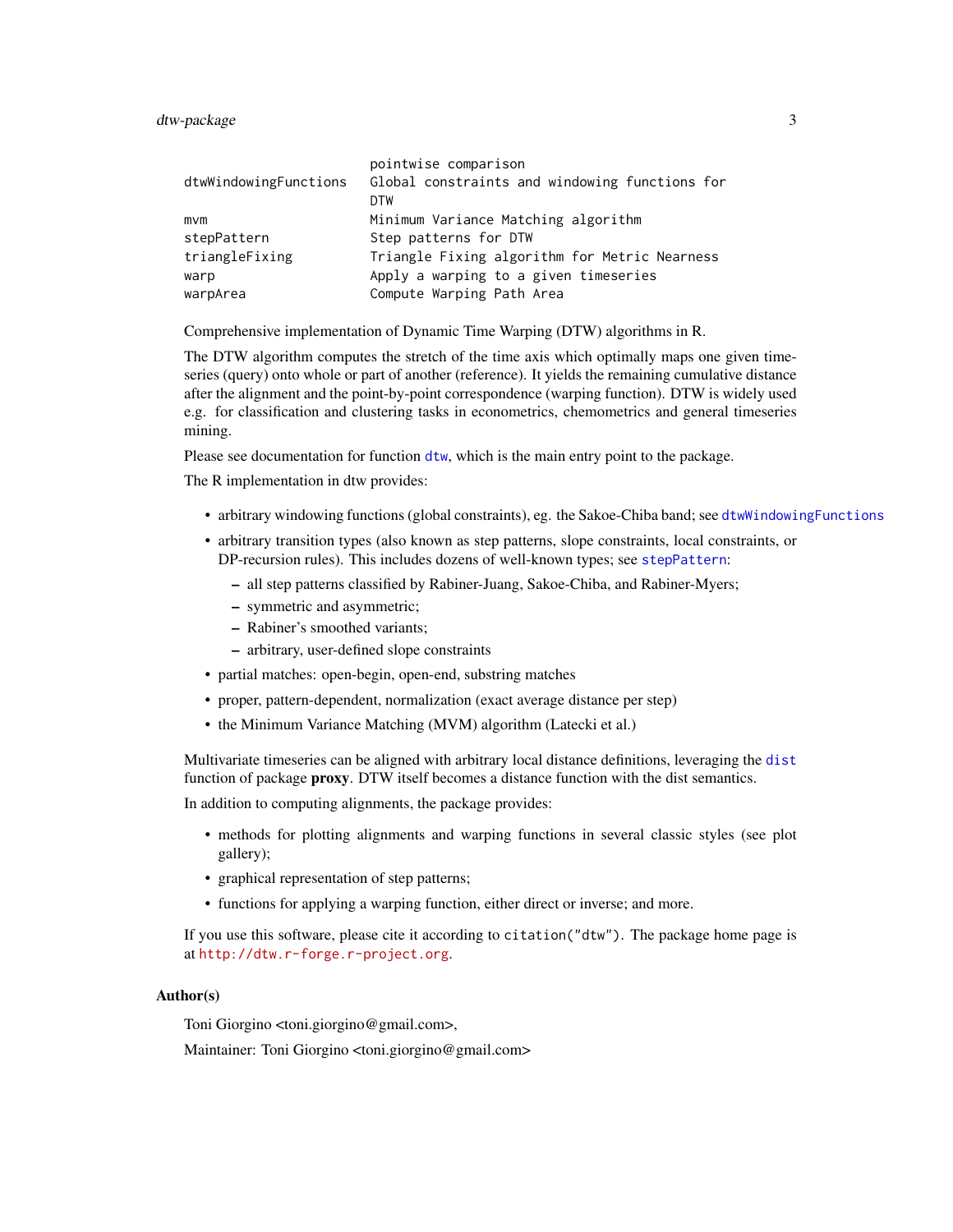| | |
|---|---|
| | pointwise comparison |
| dtwWindowingFunctions | Global constraints and windowing functions for DTW |
| mvm | Minimum Variance Matching algorithm |
| stepPattern | Step patterns for DTW |
| triangleFixing | Triangle Fixing algorithm for Metric Nearness |
| warp | Apply a warping to a given timeseries |
| warpArea | Compute Warping Path Area |

Comprehensive implementation of Dynamic Time Warping (DTW) algorithms in R.

The DTW algorithm computes the stretch of the time axis which optimally maps one given timeseries (query) onto whole or part of another (reference). It yields the remaining cumulative distance after the alignment and the point-by-point correspondence (warping function). DTW is widely used e.g. for classification and clustering tasks in econometrics, chemometrics and general timeseries mining.

Please see documentation for function `dtw`, which is the main entry point to the package.

The R implementation in dtw provides:

- arbitrary windowing functions (global constraints), eg. the Sakoe-Chiba band; see `dtwWindowingFunctions`
- arbitrary transition types (also known as step patterns, slope constraints, local constraints, or DP-recursion rules). This includes dozens of well-known types; see `stepPattern`:
  - all step patterns classified by Rabiner-Juang, Sakoe-Chiba, and Rabiner-Myers;
  - symmetric and asymmetric;
  - Rabiner's smoothed variants;
  - arbitrary, user-defined slope constraints
- partial matches: open-begin, open-end, substring matches
- proper, pattern-dependent, normalization (exact average distance per step)
- the Minimum Variance Matching (MVM) algorithm (Latecki et al.)

Multivariate timeseries can be aligned with arbitrary local distance definitions, leveraging the `dist` function of package **proxy**. DTW itself becomes a distance function with the dist semantics.

In addition to computing alignments, the package provides:

- methods for plotting alignments and warping functions in several classic styles (see plot gallery);
- graphical representation of step patterns;
- functions for applying a warping function, either direct or inverse; and more.

If you use this software, please cite it according to `citation("dtw")`. The package home page is at http://dtw.r-forge.r-project.org.

### Author(s)

Toni Giorgino <toni.giorgino@gmail.com>,

Maintainer: Toni Giorgino <toni.giorgino@gmail.com>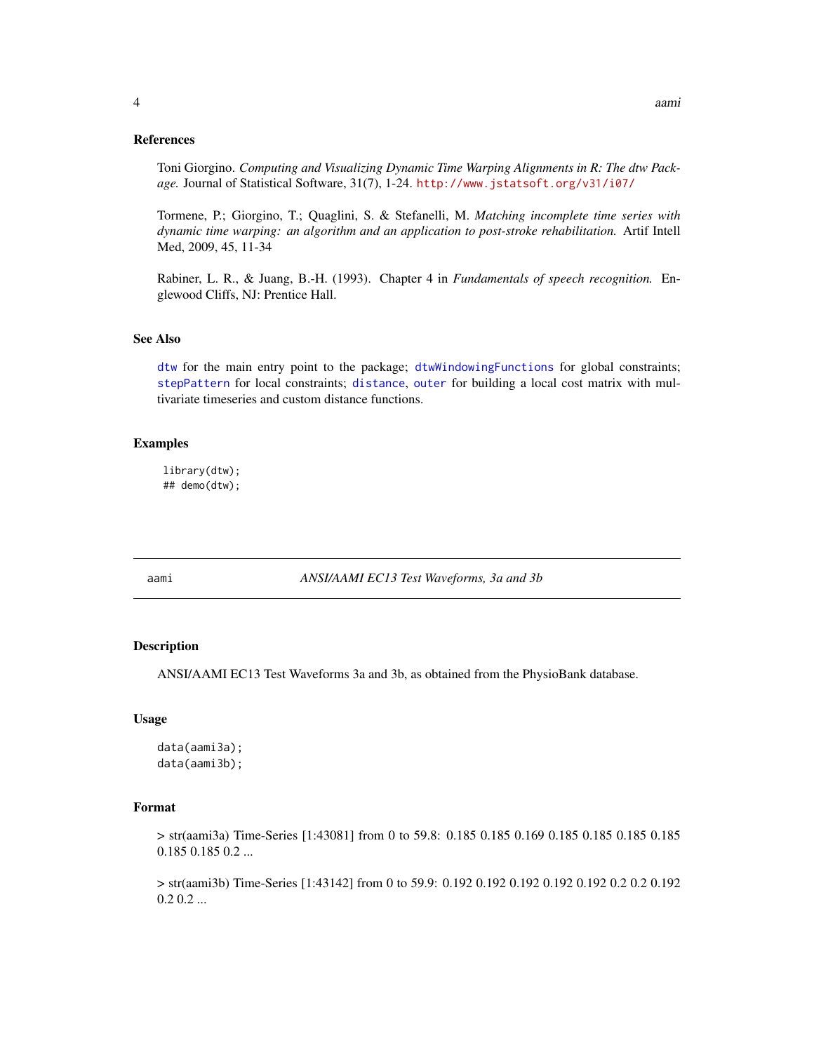## References

Toni Giorgino. *Computing and Visualizing Dynamic Time Warping Alignments in R: The dtw Package.* Journal of Statistical Software, 31(7), 1-24. http://www.jstatsoft.org/v31/i07/

Tormene, P.; Giorgino, T.; Quaglini, S. & Stefanelli, M. *Matching incomplete time series with dynamic time warping: an algorithm and an application to post-stroke rehabilitation.* Artif Intell Med, 2009, 45, 11-34

Rabiner, L. R., & Juang, B.-H. (1993). Chapter 4 in *Fundamentals of speech recognition.* Englewood Cliffs, NJ: Prentice Hall.

## See Also

`dtw` for the main entry point to the package; `dtwWindowingFunctions` for global constraints; `stepPattern` for local constraints; `distance`, `outer` for building a local cost matrix with multivariate timeseries and custom distance functions.

## Examples

```
library(dtw);
## demo(dtw);
```

---

# aami — *ANSI/AAMI EC13 Test Waveforms, 3a and 3b*

## Description

ANSI/AAMI EC13 Test Waveforms 3a and 3b, as obtained from the PhysioBank database.

## Usage

```
data(aami3a);
data(aami3b);
```

## Format

> str(aami3a) Time-Series [1:43081] from 0 to 59.8: 0.185 0.185 0.169 0.185 0.185 0.185 0.185 0.185 0.185 0.2 ...

> str(aami3b) Time-Series [1:43142] from 0 to 59.9: 0.192 0.192 0.192 0.192 0.192 0.2 0.2 0.192 0.2 0.2 ...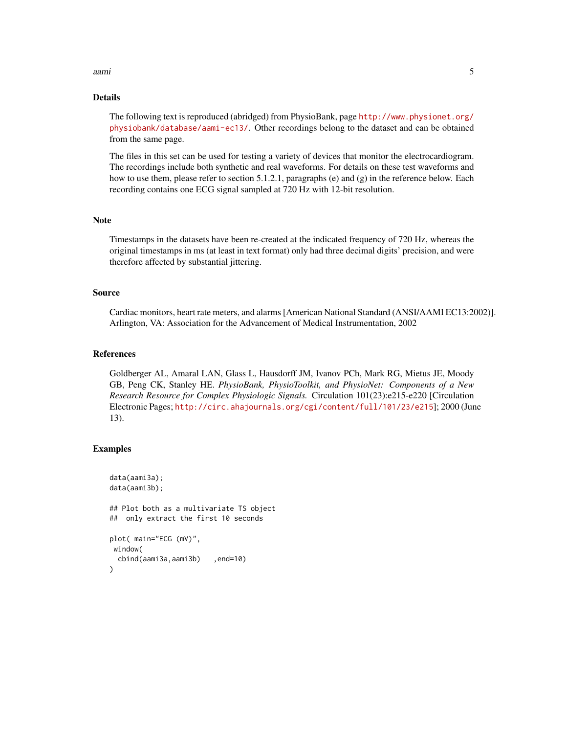## Details

The following text is reproduced (abridged) from PhysioBank, page http://www.physionet.org/physiobank/database/aami-ec13/. Other recordings belong to the dataset and can be obtained from the same page.

The files in this set can be used for testing a variety of devices that monitor the electrocardiogram. The recordings include both synthetic and real waveforms. For details on these test waveforms and how to use them, please refer to section 5.1.2.1, paragraphs (e) and (g) in the reference below. Each recording contains one ECG signal sampled at 720 Hz with 12-bit resolution.

## Note

Timestamps in the datasets have been re-created at the indicated frequency of 720 Hz, whereas the original timestamps in ms (at least in text format) only had three decimal digits' precision, and were therefore affected by substantial jittering.

## Source

Cardiac monitors, heart rate meters, and alarms [American National Standard (ANSI/AAMI EC13:2002)]. Arlington, VA: Association for the Advancement of Medical Instrumentation, 2002

## References

Goldberger AL, Amaral LAN, Glass L, Hausdorff JM, Ivanov PCh, Mark RG, Mietus JE, Moody GB, Peng CK, Stanley HE. *PhysioBank, PhysioToolkit, and PhysioNet: Components of a New Research Resource for Complex Physiologic Signals.* Circulation 101(23):e215-e220 [Circulation Electronic Pages; http://circ.ahajournals.org/cgi/content/full/101/23/e215]; 2000 (June 13).

## Examples

```
data(aami3a);
data(aami3b);

## Plot both as a multivariate TS object
##  only extract the first 10 seconds

plot( main="ECG (mV)",
 window(
  cbind(aami3a,aami3b)   ,end=10)
)
```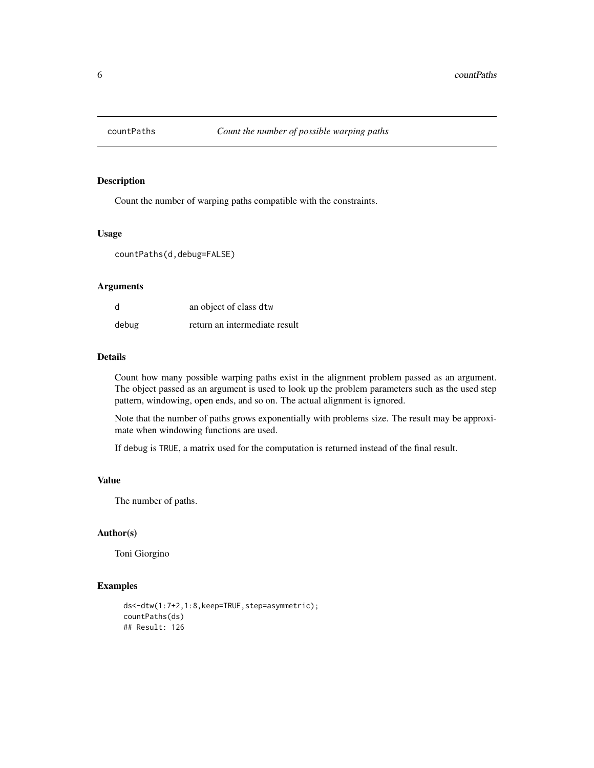# countPaths *Count the number of possible warping paths*

## Description

Count the number of warping paths compatible with the constraints.

## Usage

```
countPaths(d,debug=FALSE)
```

## Arguments

| | |
|---|---|
| d | an object of class dtw |
| debug | return an intermediate result |

## Details

Count how many possible warping paths exist in the alignment problem passed as an argument. The object passed as an argument is used to look up the problem parameters such as the used step pattern, windowing, open ends, and so on. The actual alignment is ignored.

Note that the number of paths grows exponentially with problems size. The result may be approximate when windowing functions are used.

If debug is TRUE, a matrix used for the computation is returned instead of the final result.

## Value

The number of paths.

## Author(s)

Toni Giorgino

## Examples

```
ds<-dtw(1:7+2,1:8,keep=TRUE,step=asymmetric);
countPaths(ds)
## Result: 126
```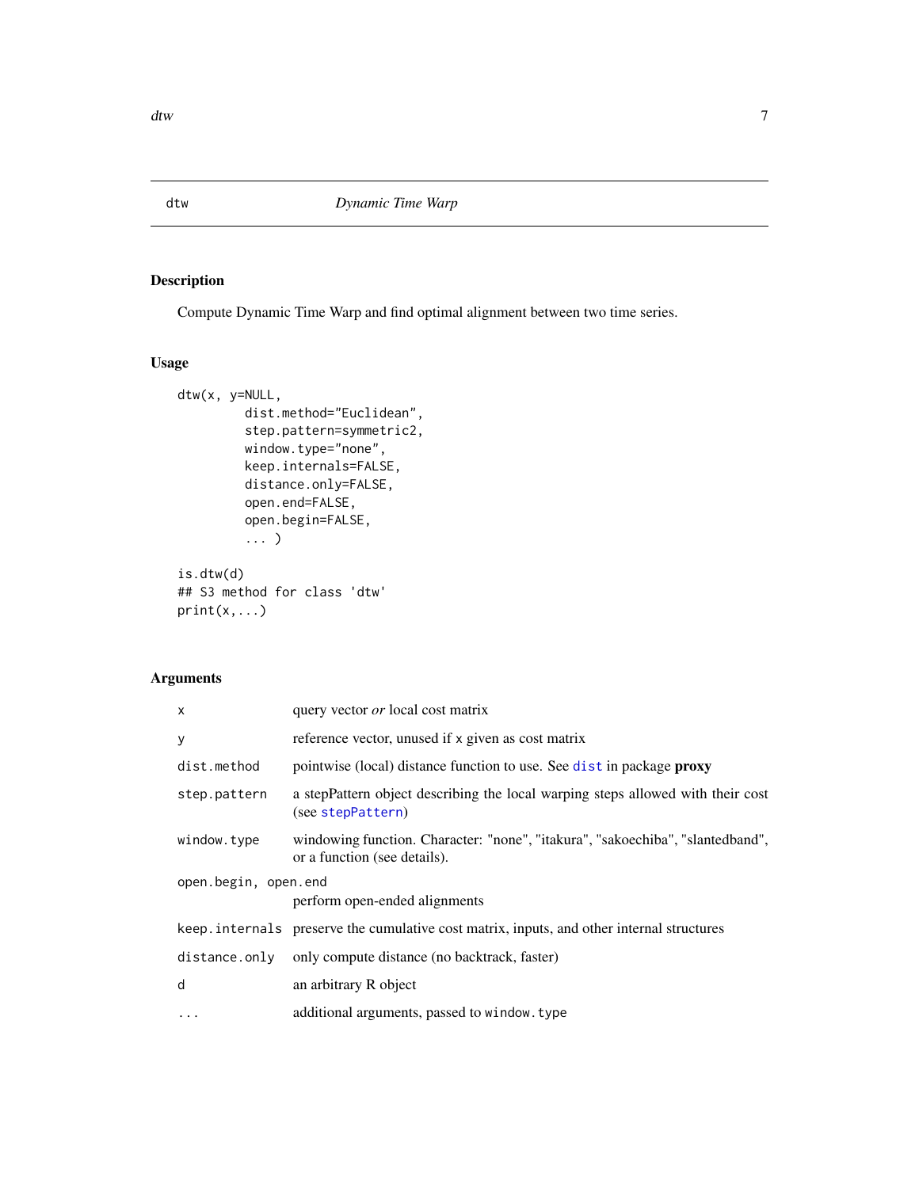dtw *Dynamic Time Warp*

## Description

Compute Dynamic Time Warp and find optimal alignment between two time series.

## Usage

```
dtw(x, y=NULL,
         dist.method="Euclidean",
         step.pattern=symmetric2,
         window.type="none",
         keep.internals=FALSE,
         distance.only=FALSE,
         open.end=FALSE,
         open.begin=FALSE,
         ... )

is.dtw(d)
## S3 method for class 'dtw'
print(x,...)
```

## Arguments

| | |
|---|---|
| `x` | query vector *or* local cost matrix |
| `y` | reference vector, unused if `x` given as cost matrix |
| `dist.method` | pointwise (local) distance function to use. See `dist` in package **proxy** |
| `step.pattern` | a stepPattern object describing the local warping steps allowed with their cost (see `stepPattern`) |
| `window.type` | windowing function. Character: "none", "itakura", "sakoechiba", "slantedband", or a function (see details). |
| `open.begin, open.end` | perform open-ended alignments |
| `keep.internals` | preserve the cumulative cost matrix, inputs, and other internal structures |
| `distance.only` | only compute distance (no backtrack, faster) |
| `d` | an arbitrary R object |
| `...` | additional arguments, passed to `window.type` |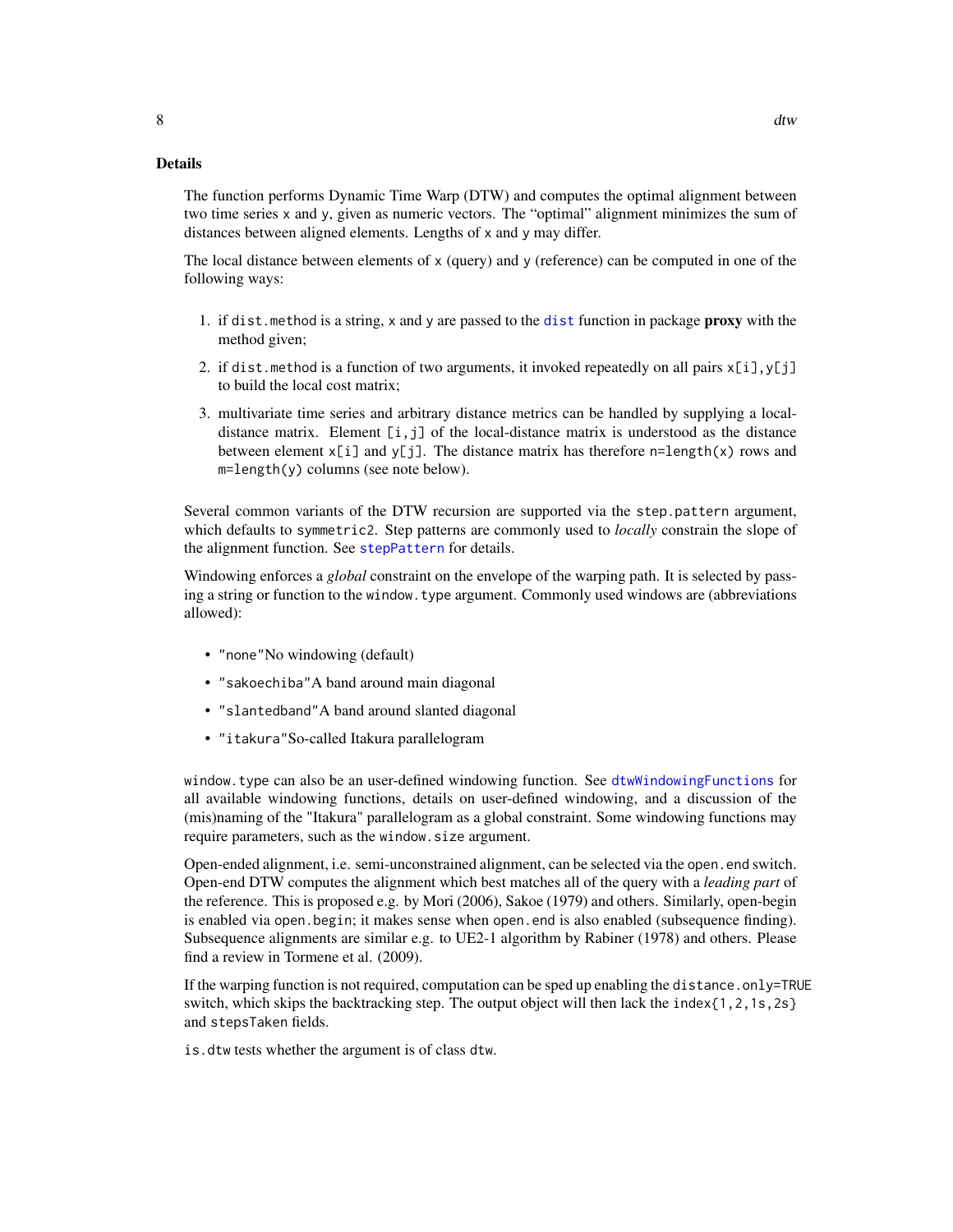### Details

The function performs Dynamic Time Warp (DTW) and computes the optimal alignment between two time series x and y, given as numeric vectors. The "optimal" alignment minimizes the sum of distances between aligned elements. Lengths of x and y may differ.

The local distance between elements of x (query) and y (reference) can be computed in one of the following ways:

1. if `dist.method` is a string, x and y are passed to the `dist` function in package **proxy** with the method given;
2. if `dist.method` is a function of two arguments, it invoked repeatedly on all pairs `x[i],y[j]` to build the local cost matrix;
3. multivariate time series and arbitrary distance metrics can be handled by supplying a local-distance matrix. Element `[i,j]` of the local-distance matrix is understood as the distance between element `x[i]` and `y[j]`. The distance matrix has therefore `n=length(x)` rows and `m=length(y)` columns (see note below).

Several common variants of the DTW recursion are supported via the `step.pattern` argument, which defaults to `symmetric2`. Step patterns are commonly used to *locally* constrain the slope of the alignment function. See `stepPattern` for details.

Windowing enforces a *global* constraint on the envelope of the warping path. It is selected by passing a string or function to the `window.type` argument. Commonly used windows are (abbreviations allowed):

- `"none"`No windowing (default)
- `"sakoechiba"`A band around main diagonal
- `"slantedband"`A band around slanted diagonal
- `"itakura"`So-called Itakura parallelogram

`window.type` can also be an user-defined windowing function. See `dtwWindowingFunctions` for all available windowing functions, details on user-defined windowing, and a discussion of the (mis)naming of the "Itakura" parallelogram as a global constraint. Some windowing functions may require parameters, such as the `window.size` argument.

Open-ended alignment, i.e. semi-unconstrained alignment, can be selected via the `open.end` switch. Open-end DTW computes the alignment which best matches all of the query with a *leading part* of the reference. This is proposed e.g. by Mori (2006), Sakoe (1979) and others. Similarly, open-begin is enabled via `open.begin`; it makes sense when `open.end` is also enabled (subsequence finding). Subsequence alignments are similar e.g. to UE2-1 algorithm by Rabiner (1978) and others. Please find a review in Tormene et al. (2009).

If the warping function is not required, computation can be sped up enabling the `distance.only=TRUE` switch, which skips the backtracking step. The output object will then lack the `index{1,2,1s,2s}` and `stepsTaken` fields.

`is.dtw` tests whether the argument is of class `dtw`.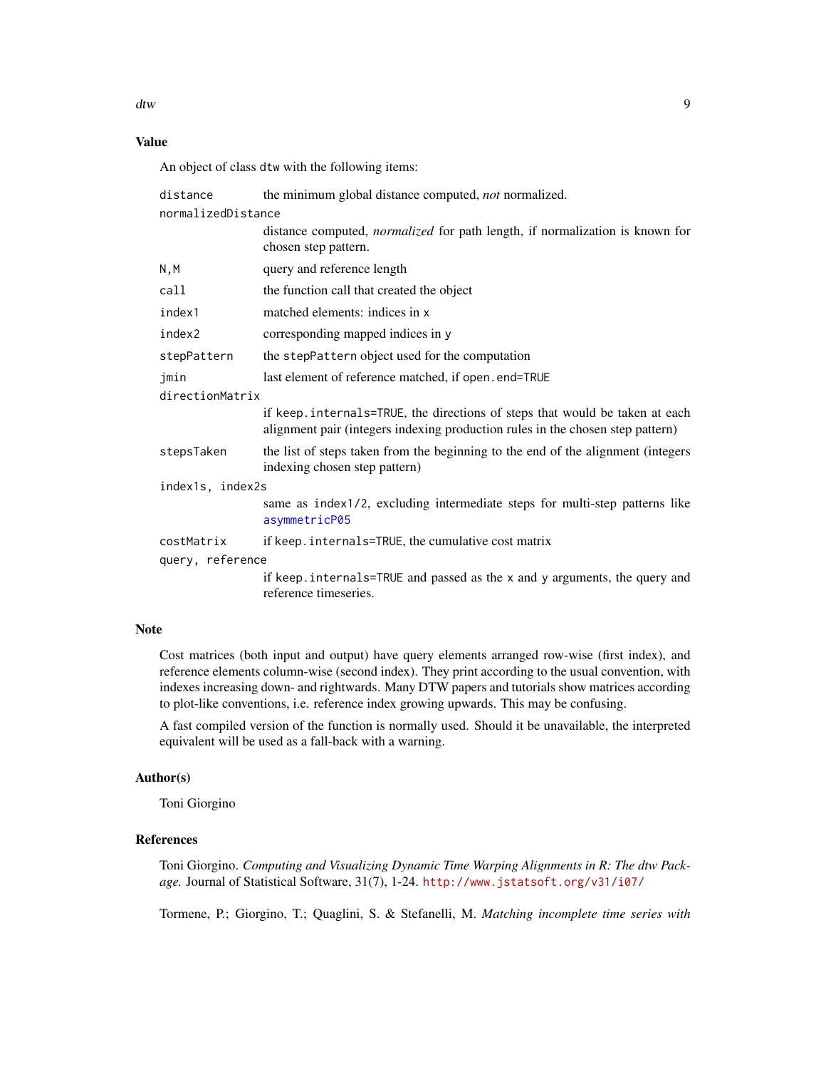## Value

An object of class `dtw` with the following items:

| | |
|---|---|
| `distance` | the minimum global distance computed, *not* normalized. |
| `normalizedDistance` | distance computed, *normalized* for path length, if normalization is known for chosen step pattern. |
| `N,M` | query and reference length |
| `call` | the function call that created the object |
| `index1` | matched elements: indices in `x` |
| `index2` | corresponding mapped indices in `y` |
| `stepPattern` | the `stepPattern` object used for the computation |
| `jmin` | last element of reference matched, if `open.end=TRUE` |
| `directionMatrix` | if `keep.internals=TRUE`, the directions of steps that would be taken at each alignment pair (integers indexing production rules in the chosen step pattern) |
| `stepsTaken` | the list of steps taken from the beginning to the end of the alignment (integers indexing chosen step pattern) |
| `index1s, index2s` | same as `index1/2`, excluding intermediate steps for multi-step patterns like `asymmetricP05` |
| `costMatrix` | if `keep.internals=TRUE`, the cumulative cost matrix |
| `query, reference` | if `keep.internals=TRUE` and passed as the `x` and `y` arguments, the query and reference timeseries. |

## Note

Cost matrices (both input and output) have query elements arranged row-wise (first index), and reference elements column-wise (second index). They print according to the usual convention, with indexes increasing down- and rightwards. Many DTW papers and tutorials show matrices according to plot-like conventions, i.e. reference index growing upwards. This may be confusing.

A fast compiled version of the function is normally used. Should it be unavailable, the interpreted equivalent will be used as a fall-back with a warning.

## Author(s)

Toni Giorgino

## References

Toni Giorgino. *Computing and Visualizing Dynamic Time Warping Alignments in R: The dtw Package.* Journal of Statistical Software, 31(7), 1-24. http://www.jstatsoft.org/v31/i07/

Tormene, P.; Giorgino, T.; Quaglini, S. & Stefanelli, M. *Matching incomplete time series with*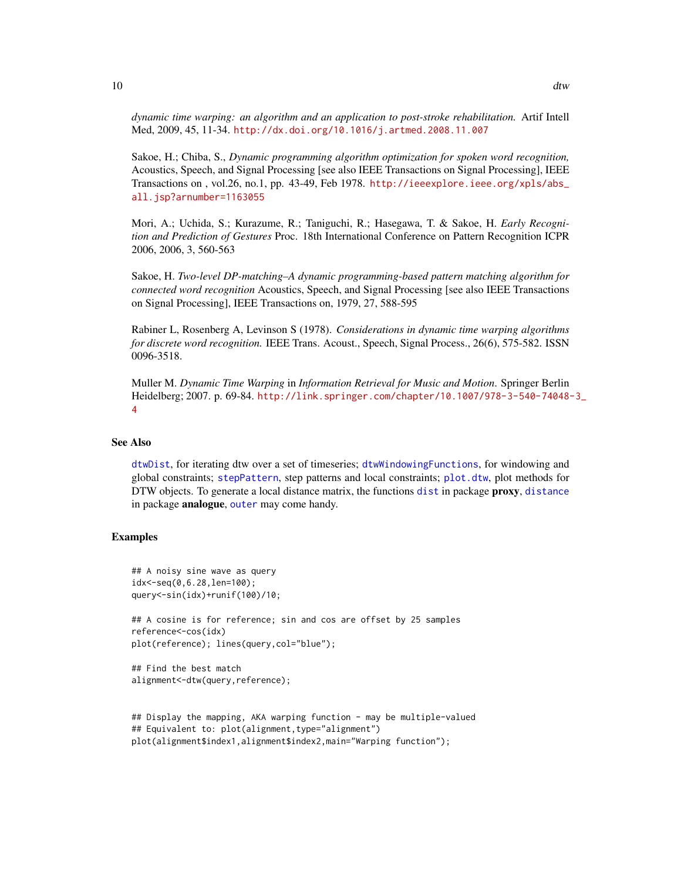*dynamic time warping: an algorithm and an application to post-stroke rehabilitation.* Artif Intell Med, 2009, 45, 11-34. http://dx.doi.org/10.1016/j.artmed.2008.11.007

Sakoe, H.; Chiba, S., *Dynamic programming algorithm optimization for spoken word recognition,* Acoustics, Speech, and Signal Processing [see also IEEE Transactions on Signal Processing], IEEE Transactions on , vol.26, no.1, pp. 43-49, Feb 1978. http://ieeexplore.ieee.org/xpls/abs_all.jsp?arnumber=1163055

Mori, A.; Uchida, S.; Kurazume, R.; Taniguchi, R.; Hasegawa, T. & Sakoe, H. *Early Recognition and Prediction of Gestures* Proc. 18th International Conference on Pattern Recognition ICPR 2006, 2006, 3, 560-563

Sakoe, H. *Two-level DP-matching–A dynamic programming-based pattern matching algorithm for connected word recognition* Acoustics, Speech, and Signal Processing [see also IEEE Transactions on Signal Processing], IEEE Transactions on, 1979, 27, 588-595

Rabiner L, Rosenberg A, Levinson S (1978). *Considerations in dynamic time warping algorithms for discrete word recognition.* IEEE Trans. Acoust., Speech, Signal Process., 26(6), 575-582. ISSN 0096-3518.

Muller M. *Dynamic Time Warping* in *Information Retrieval for Music and Motion.* Springer Berlin Heidelberg; 2007. p. 69-84. http://link.springer.com/chapter/10.1007/978-3-540-74048-3_4

## See Also

dtwDist, for iterating dtw over a set of timeseries; dtwWindowingFunctions, for windowing and global constraints; stepPattern, step patterns and local constraints; plot.dtw, plot methods for DTW objects. To generate a local distance matrix, the functions dist in package **proxy**, distance in package **analogue**, outer may come handy.

## Examples

```
## A noisy sine wave as query
idx<-seq(0,6.28,len=100);
query<-sin(idx)+runif(100)/10;

## A cosine is for reference; sin and cos are offset by 25 samples
reference<-cos(idx)
plot(reference); lines(query,col="blue");

## Find the best match
alignment<-dtw(query,reference);


## Display the mapping, AKA warping function - may be multiple-valued
## Equivalent to: plot(alignment,type="alignment")
plot(alignment$index1,alignment$index2,main="Warping function");
```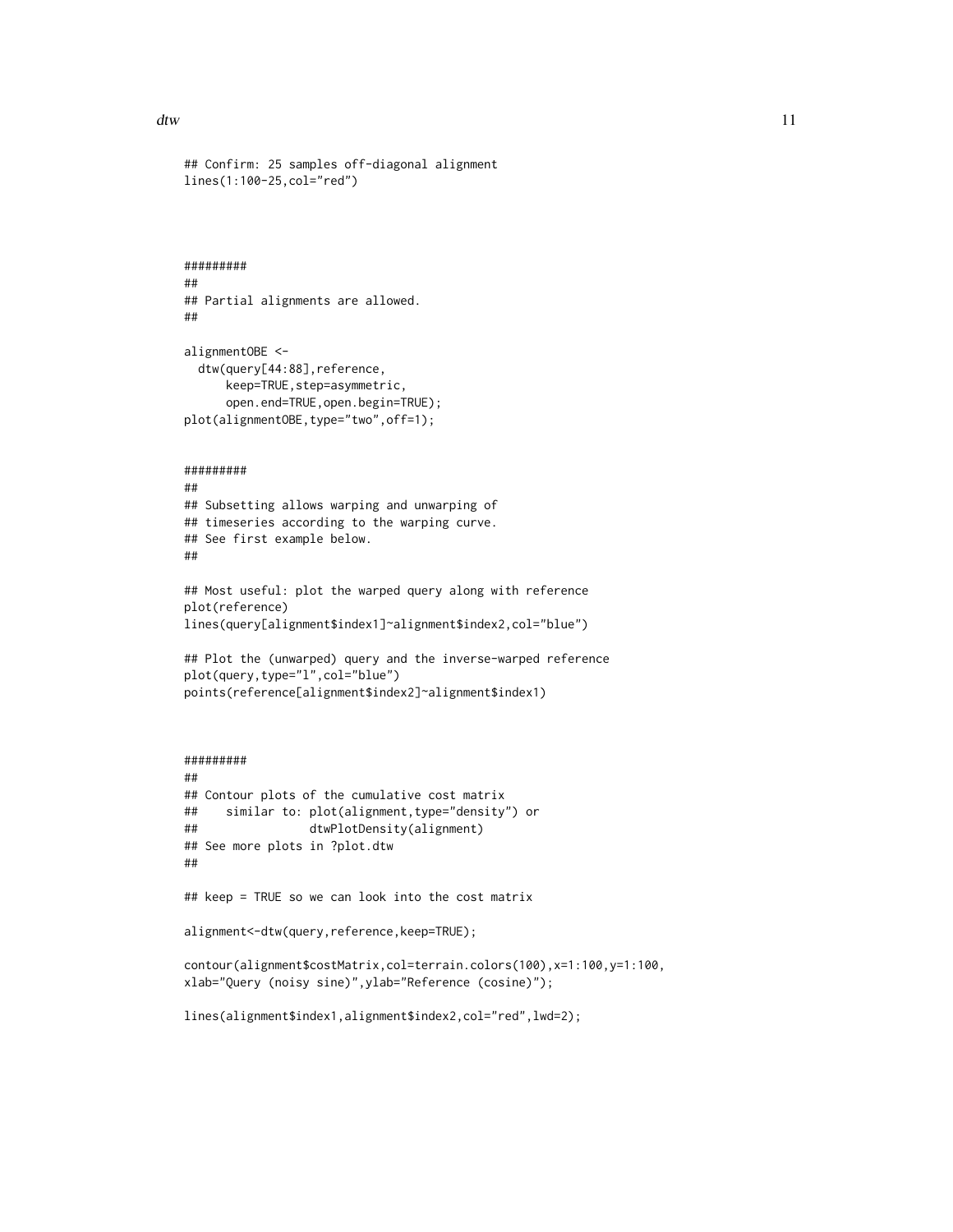```
## Confirm: 25 samples off-diagonal alignment
lines(1:100-25,col="red")



#########
##
## Partial alignments are allowed.
##

alignmentOBE <-
  dtw(query[44:88],reference,
      keep=TRUE,step=asymmetric,
      open.end=TRUE,open.begin=TRUE);
plot(alignmentOBE,type="two",off=1);


#########
##
## Subsetting allows warping and unwarping of
## timeseries according to the warping curve.
## See first example below.
##

## Most useful: plot the warped query along with reference
plot(reference)
lines(query[alignment$index1]~alignment$index2,col="blue")

## Plot the (unwarped) query and the inverse-warped reference
plot(query,type="l",col="blue")
points(reference[alignment$index2]~alignment$index1)



#########
##
## Contour plots of the cumulative cost matrix
##    similar to: plot(alignment,type="density") or
##                dtwPlotDensity(alignment)
## See more plots in ?plot.dtw
##

## keep = TRUE so we can look into the cost matrix

alignment<-dtw(query,reference,keep=TRUE);

contour(alignment$costMatrix,col=terrain.colors(100),x=1:100,y=1:100,
xlab="Query (noisy sine)",ylab="Reference (cosine)");

lines(alignment$index1,alignment$index2,col="red",lwd=2);
```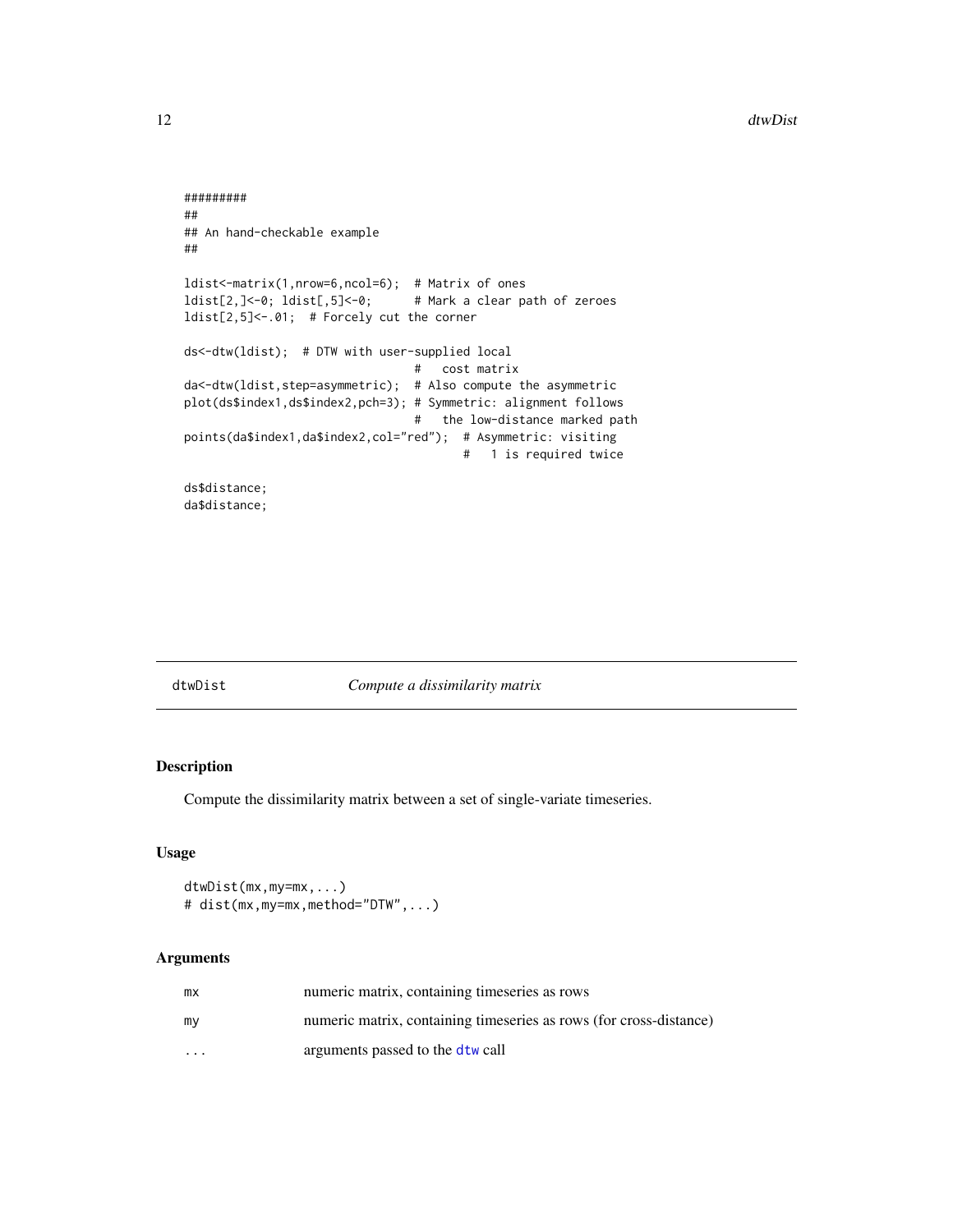```
#########
##
## An hand-checkable example
##

ldist<-matrix(1,nrow=6,ncol=6);  # Matrix of ones
ldist[2,]<-0; ldist[,5]<-0;      # Mark a clear path of zeroes
ldist[2,5]<-.01;  # Forcely cut the corner

ds<-dtw(ldist);  # DTW with user-supplied local
                                 #   cost matrix
da<-dtw(ldist,step=asymmetric);  # Also compute the asymmetric
plot(ds$index1,ds$index2,pch=3); # Symmetric: alignment follows
                                 #   the low-distance marked path
points(da$index1,da$index2,col="red");  # Asymmetric: visiting
                                        #   1 is required twice

ds$distance;
da$distance;
```

---

dtwDist    *Compute a dissimilarity matrix*

---

### Description

Compute the dissimilarity matrix between a set of single-variate timeseries.

### Usage

```
dtwDist(mx,my=mx,...)
# dist(mx,my=mx,method="DTW",...)
```

### Arguments

| | |
|---|---|
| mx | numeric matrix, containing timeseries as rows |
| my | numeric matrix, containing timeseries as rows (for cross-distance) |
| ... | arguments passed to the dtw call |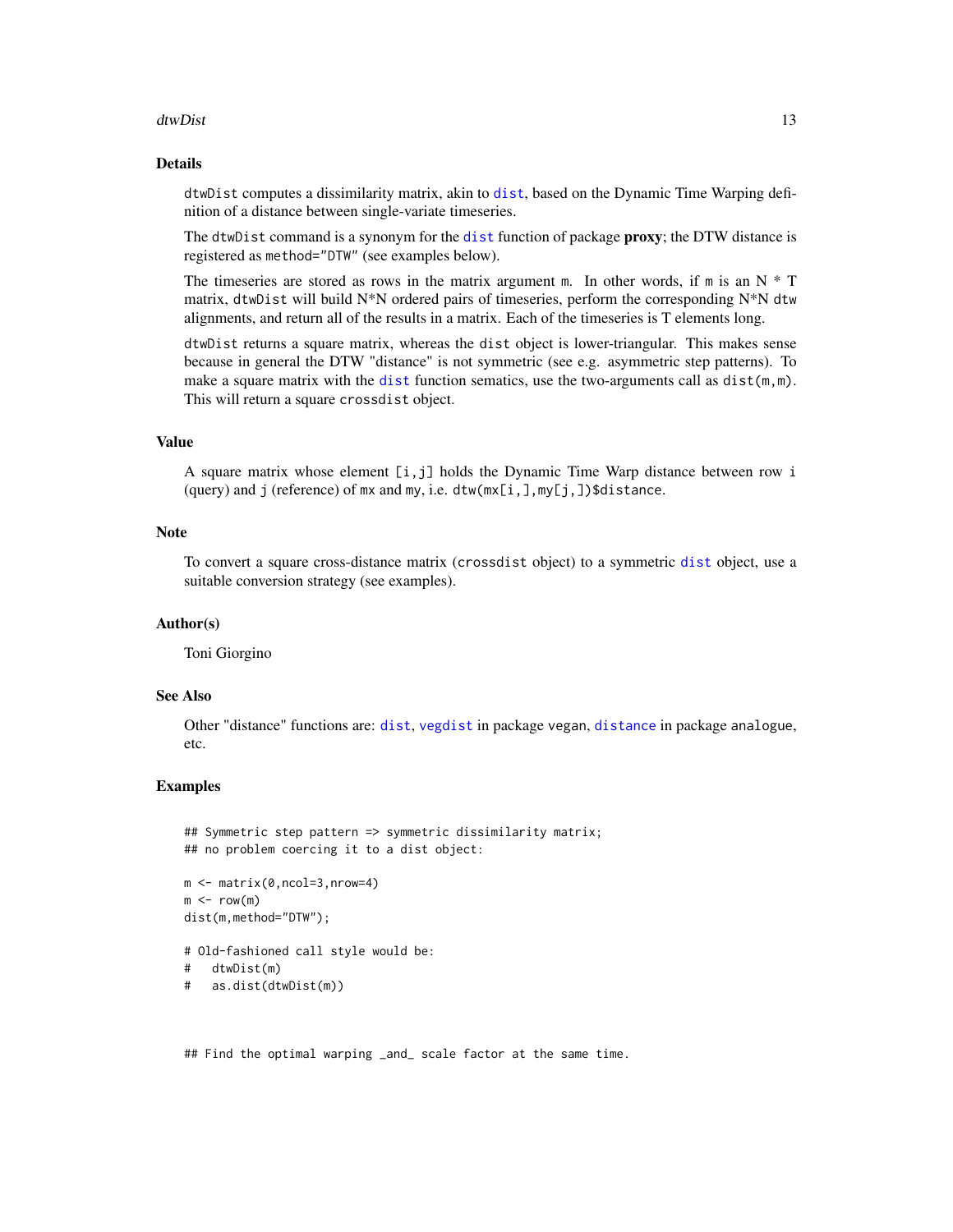### Details

dtwDist computes a dissimilarity matrix, akin to dist, based on the Dynamic Time Warping definition of a distance between single-variate timeseries.

The dtwDist command is a synonym for the dist function of package **proxy**; the DTW distance is registered as method="DTW" (see examples below).

The timeseries are stored as rows in the matrix argument m. In other words, if m is an N * T matrix, dtwDist will build N*N ordered pairs of timeseries, perform the corresponding N*N dtw alignments, and return all of the results in a matrix. Each of the timeseries is T elements long.

dtwDist returns a square matrix, whereas the dist object is lower-triangular. This makes sense because in general the DTW "distance" is not symmetric (see e.g. asymmetric step patterns). To make a square matrix with the dist function sematics, use the two-arguments call as dist(m,m). This will return a square crossdist object.

### Value

A square matrix whose element [i,j] holds the Dynamic Time Warp distance between row i (query) and j (reference) of mx and my, i.e. dtw(mx[i,],my[j,])$distance.

### Note

To convert a square cross-distance matrix (crossdist object) to a symmetric dist object, use a suitable conversion strategy (see examples).

### Author(s)

Toni Giorgino

### See Also

Other "distance" functions are: dist, vegdist in package vegan, distance in package analogue, etc.

### Examples

```
## Symmetric step pattern => symmetric dissimilarity matrix;
## no problem coercing it to a dist object:

m <- matrix(0,ncol=3,nrow=4)
m <- row(m)
dist(m,method="DTW");

# Old-fashioned call style would be:
#   dtwDist(m)
#   as.dist(dtwDist(m))



## Find the optimal warping _and_ scale factor at the same time.
```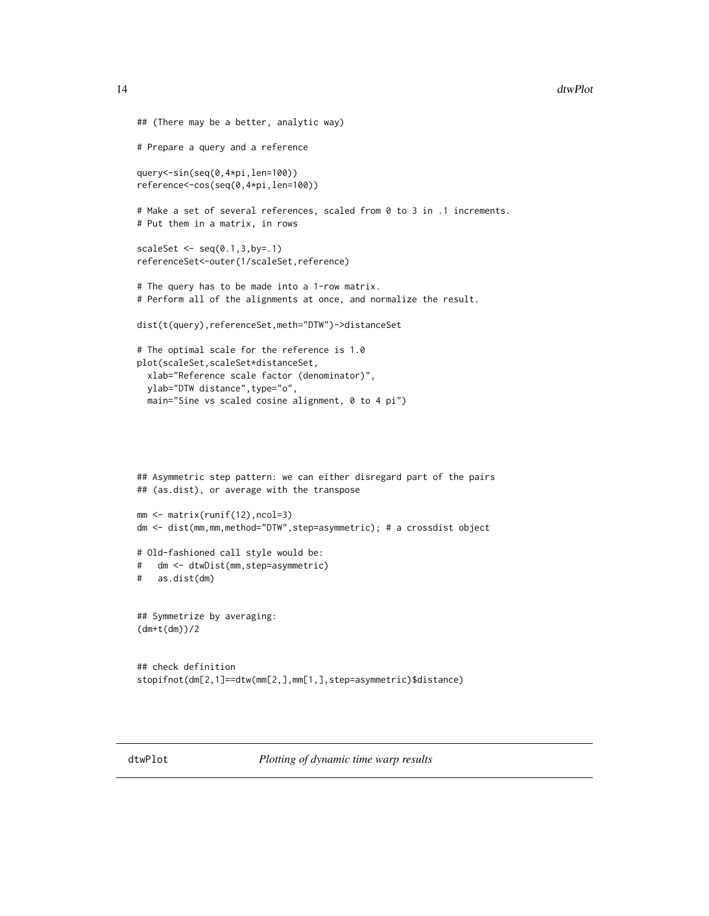```
## (There may be a better, analytic way)

# Prepare a query and a reference

query<-sin(seq(0,4*pi,len=100))
reference<-cos(seq(0,4*pi,len=100))

# Make a set of several references, scaled from 0 to 3 in .1 increments.
# Put them in a matrix, in rows

scaleSet <- seq(0.1,3,by=.1)
referenceSet<-outer(1/scaleSet,reference)

# The query has to be made into a 1-row matrix.
# Perform all of the alignments at once, and normalize the result.

dist(t(query),referenceSet,meth="DTW")->distanceSet

# The optimal scale for the reference is 1.0
plot(scaleSet,scaleSet*distanceSet,
  xlab="Reference scale factor (denominator)",
  ylab="DTW distance",type="o",
  main="Sine vs scaled cosine alignment, 0 to 4 pi")




## Asymmetric step pattern: we can either disregard part of the pairs
## (as.dist), or average with the transpose

mm <- matrix(runif(12),ncol=3)
dm <- dist(mm,mm,method="DTW",step=asymmetric); # a crossdist object

# Old-fashioned call style would be:
#   dm <- dtwDist(mm,step=asymmetric)
#   as.dist(dm)


## Symmetrize by averaging:
(dm+t(dm))/2


## check definition
stopifnot(dm[2,1]==dtw(mm[2,],mm[1,],step=asymmetric)$distance)
```

## dtwPlot — *Plotting of dynamic time warp results*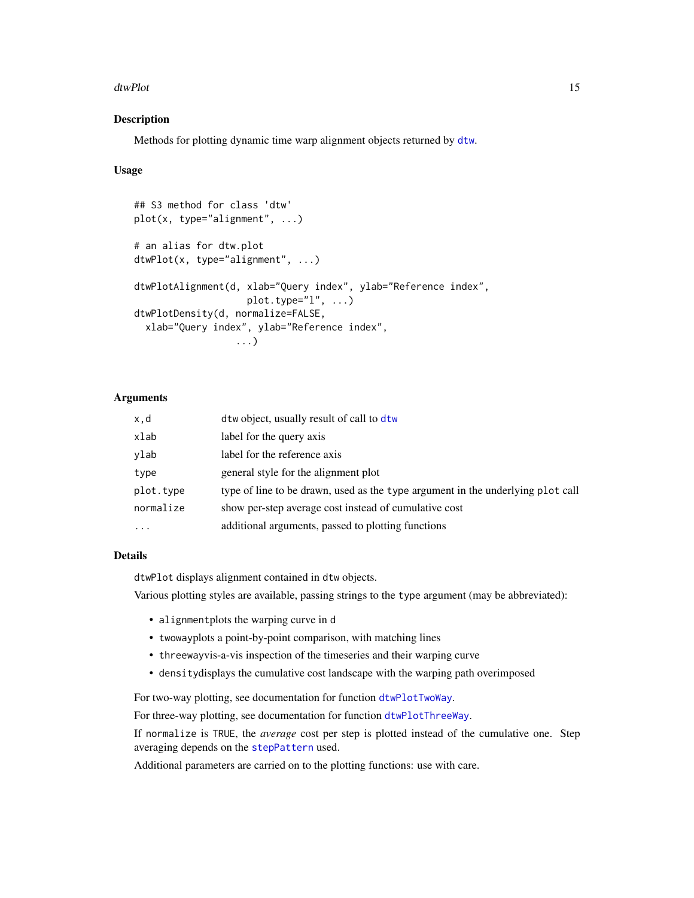## Description

Methods for plotting dynamic time warp alignment objects returned by dtw.

## Usage

```
## S3 method for class 'dtw'
plot(x, type="alignment", ...)

# an alias for dtw.plot
dtwPlot(x, type="alignment", ...)

dtwPlotAlignment(d, xlab="Query index", ylab="Reference index",
                    plot.type="l", ...)
dtwPlotDensity(d, normalize=FALSE,
  xlab="Query index", ylab="Reference index",
                 ...)
```

## Arguments

| | |
|---|---|
| x,d | dtw object, usually result of call to dtw |
| xlab | label for the query axis |
| ylab | label for the reference axis |
| type | general style for the alignment plot |
| plot.type | type of line to be drawn, used as the type argument in the underlying plot call |
| normalize | show per-step average cost instead of cumulative cost |
| ... | additional arguments, passed to plotting functions |

## Details

dtwPlot displays alignment contained in dtw objects.

Various plotting styles are available, passing strings to the type argument (may be abbreviated):

- alignmentplots the warping curve in d
- twowayplots a point-by-point comparison, with matching lines
- threewayvis-a-vis inspection of the timeseries and their warping curve
- densitydisplays the cumulative cost landscape with the warping path overimposed

For two-way plotting, see documentation for function dtwPlotTwoWay.

For three-way plotting, see documentation for function dtwPlotThreeWay.

If normalize is TRUE, the *average* cost per step is plotted instead of the cumulative one. Step averaging depends on the stepPattern used.

Additional parameters are carried on to the plotting functions: use with care.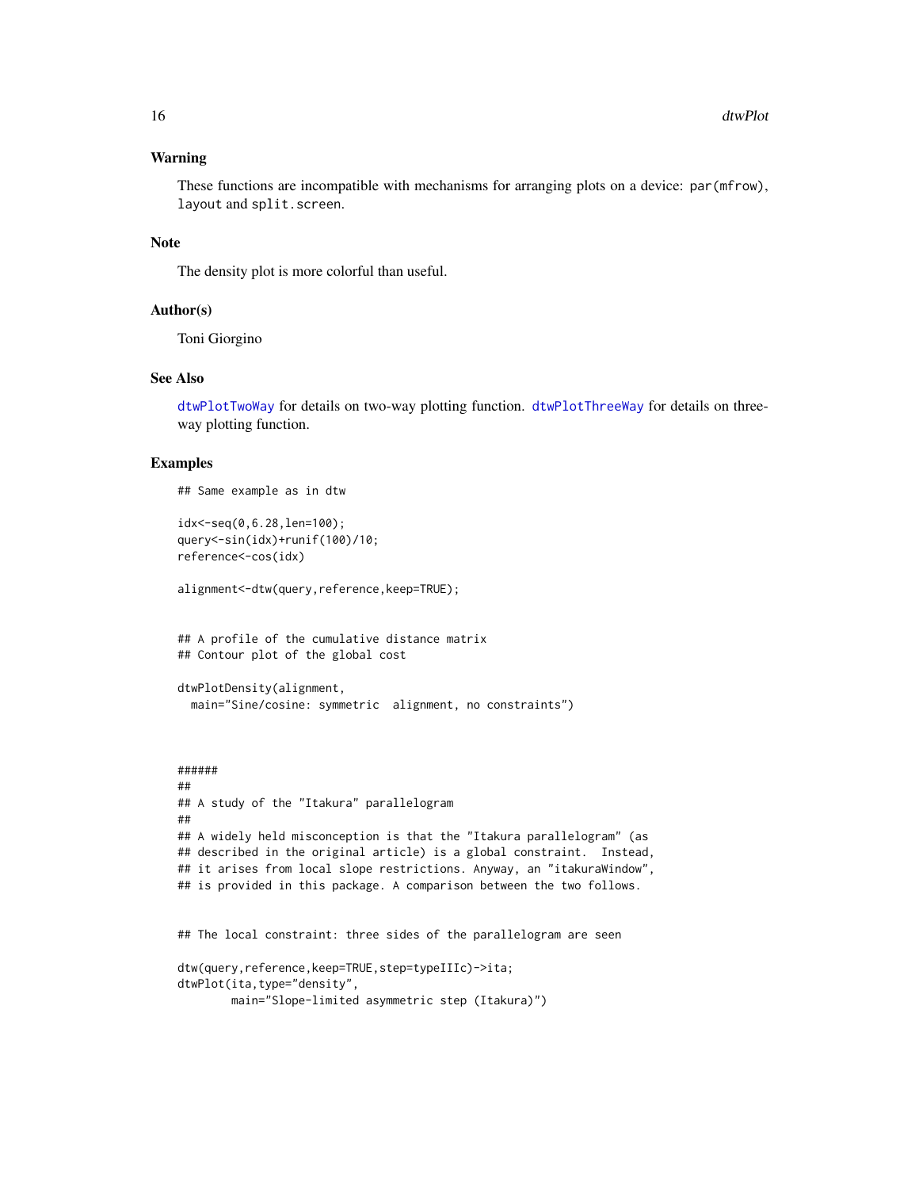## Warning

These functions are incompatible with mechanisms for arranging plots on a device: `par(mfrow)`, `layout` and `split.screen`.

## Note

The density plot is more colorful than useful.

## Author(s)

Toni Giorgino

## See Also

`dtwPlotTwoWay` for details on two-way plotting function. `dtwPlotThreeWay` for details on three-way plotting function.

## Examples

```
## Same example as in dtw

idx<-seq(0,6.28,len=100);
query<-sin(idx)+runif(100)/10;
reference<-cos(idx)

alignment<-dtw(query,reference,keep=TRUE);


## A profile of the cumulative distance matrix
## Contour plot of the global cost

dtwPlotDensity(alignment,
  main="Sine/cosine: symmetric  alignment, no constraints")



######
##
## A study of the "Itakura" parallelogram
##
## A widely held misconception is that the "Itakura parallelogram" (as
## described in the original article) is a global constraint.  Instead,
## it arises from local slope restrictions. Anyway, an "itakuraWindow",
## is provided in this package. A comparison between the two follows.


## The local constraint: three sides of the parallelogram are seen

dtw(query,reference,keep=TRUE,step=typeIIIc)->ita;
dtwPlot(ita,type="density",
        main="Slope-limited asymmetric step (Itakura)")
```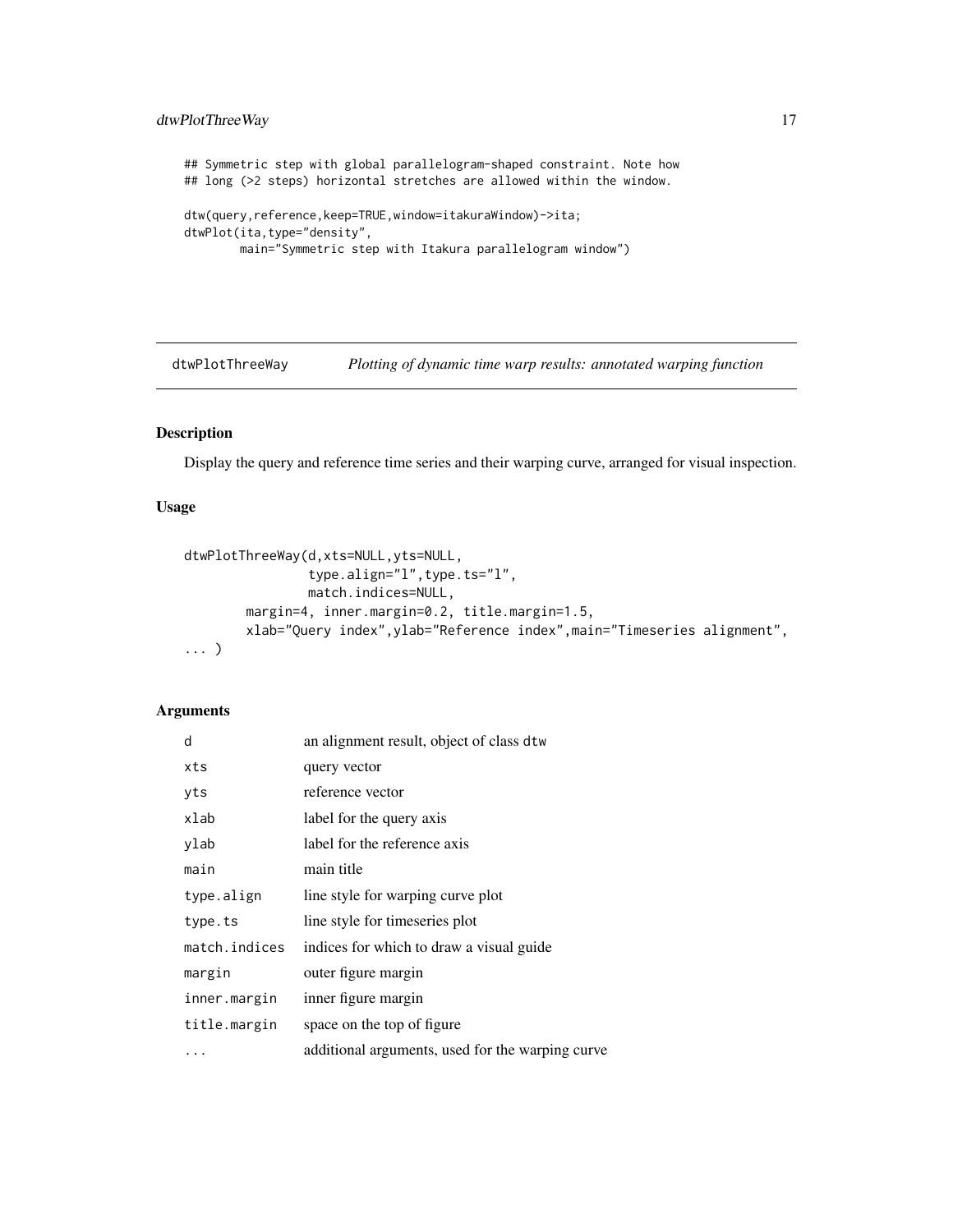```
## Symmetric step with global parallelogram-shaped constraint. Note how
## long (>2 steps) horizontal stretches are allowed within the window.

dtw(query,reference,keep=TRUE,window=itakuraWindow)->ita;
dtwPlot(ita,type="density",
        main="Symmetric step with Itakura parallelogram window")
```

---

## dtwPlotThreeWay — *Plotting of dynamic time warp results: annotated warping function*

---

### Description

Display the query and reference time series and their warping curve, arranged for visual inspection.

### Usage

```
dtwPlotThreeWay(d,xts=NULL,yts=NULL,
                type.align="l",type.ts="l",
                match.indices=NULL,
        margin=4, inner.margin=0.2, title.margin=1.5,
        xlab="Query index",ylab="Reference index",main="Timeseries alignment",
... )
```

### Arguments

| | |
|---|---|
| d | an alignment result, object of class dtw |
| xts | query vector |
| yts | reference vector |
| xlab | label for the query axis |
| ylab | label for the reference axis |
| main | main title |
| type.align | line style for warping curve plot |
| type.ts | line style for timeseries plot |
| match.indices | indices for which to draw a visual guide |
| margin | outer figure margin |
| inner.margin | inner figure margin |
| title.margin | space on the top of figure |
| ... | additional arguments, used for the warping curve |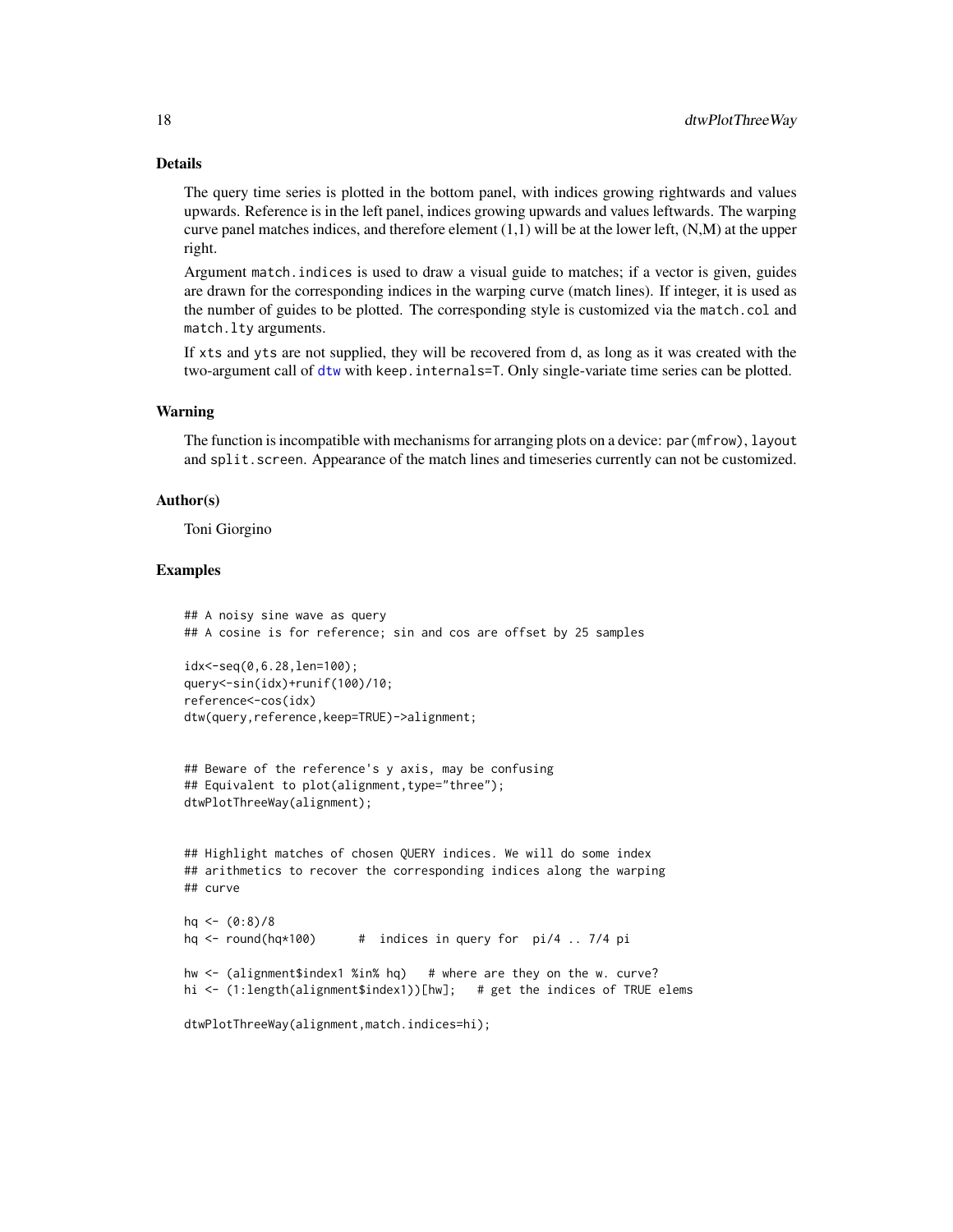## Details

The query time series is plotted in the bottom panel, with indices growing rightwards and values upwards. Reference is in the left panel, indices growing upwards and values leftwards. The warping curve panel matches indices, and therefore element (1,1) will be at the lower left, (N,M) at the upper right.

Argument `match.indices` is used to draw a visual guide to matches; if a vector is given, guides are drawn for the corresponding indices in the warping curve (match lines). If integer, it is used as the number of guides to be plotted. The corresponding style is customized via the `match.col` and `match.lty` arguments.

If `xts` and `yts` are not supplied, they will be recovered from `d`, as long as it was created with the two-argument call of `dtw` with `keep.internals=T`. Only single-variate time series can be plotted.

## Warning

The function is incompatible with mechanisms for arranging plots on a device: `par(mfrow)`, `layout` and `split.screen`. Appearance of the match lines and timeseries currently can not be customized.

## Author(s)

Toni Giorgino

## Examples

```
## A noisy sine wave as query
## A cosine is for reference; sin and cos are offset by 25 samples

idx<-seq(0,6.28,len=100);
query<-sin(idx)+runif(100)/10;
reference<-cos(idx)
dtw(query,reference,keep=TRUE)->alignment;


## Beware of the reference's y axis, may be confusing
## Equivalent to plot(alignment,type="three");
dtwPlotThreeWay(alignment);


## Highlight matches of chosen QUERY indices. We will do some index
## arithmetics to recover the corresponding indices along the warping
## curve

hq <- (0:8)/8
hq <- round(hq*100)      #  indices in query for  pi/4 .. 7/4 pi

hw <- (alignment$index1 %in% hq)   # where are they on the w. curve?
hi <- (1:length(alignment$index1))[hw];   # get the indices of TRUE elems

dtwPlotThreeWay(alignment,match.indices=hi);
```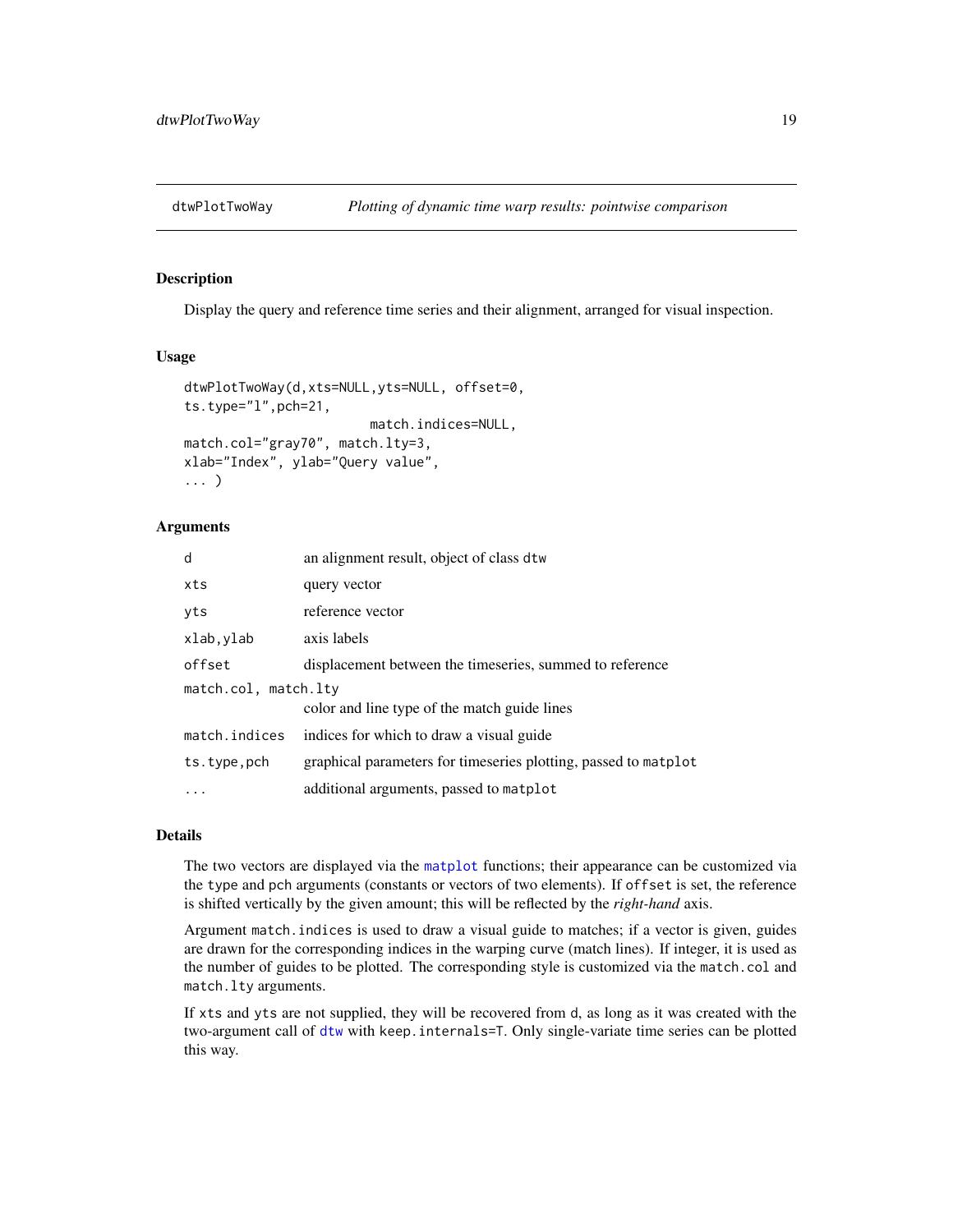## dwtPlotTwoWay — *Plotting of dynamic time warp results: pointwise comparison*

### Description

Display the query and reference time series and their alignment, arranged for visual inspection.

### Usage

```
dtwPlotTwoWay(d,xts=NULL,yts=NULL, offset=0,
ts.type="l",pch=21,
                    match.indices=NULL,
match.col="gray70", match.lty=3,
xlab="Index", ylab="Query value",
... )
```

### Arguments

| | |
|---|---|
| d | an alignment result, object of class dtw |
| xts | query vector |
| yts | reference vector |
| xlab,ylab | axis labels |
| offset | displacement between the timeseries, summed to reference |
| match.col, match.lty | color and line type of the match guide lines |
| match.indices | indices for which to draw a visual guide |
| ts.type,pch | graphical parameters for timeseries plotting, passed to matplot |
| ... | additional arguments, passed to matplot |

### Details

The two vectors are displayed via the matplot functions; their appearance can be customized via the type and pch arguments (constants or vectors of two elements). If offset is set, the reference is shifted vertically by the given amount; this will be reflected by the *right-hand* axis.

Argument match.indices is used to draw a visual guide to matches; if a vector is given, guides are drawn for the corresponding indices in the warping curve (match lines). If integer, it is used as the number of guides to be plotted. The corresponding style is customized via the match.col and match.lty arguments.

If xts and yts are not supplied, they will be recovered from d, as long as it was created with the two-argument call of dtw with keep.internals=T. Only single-variate time series can be plotted this way.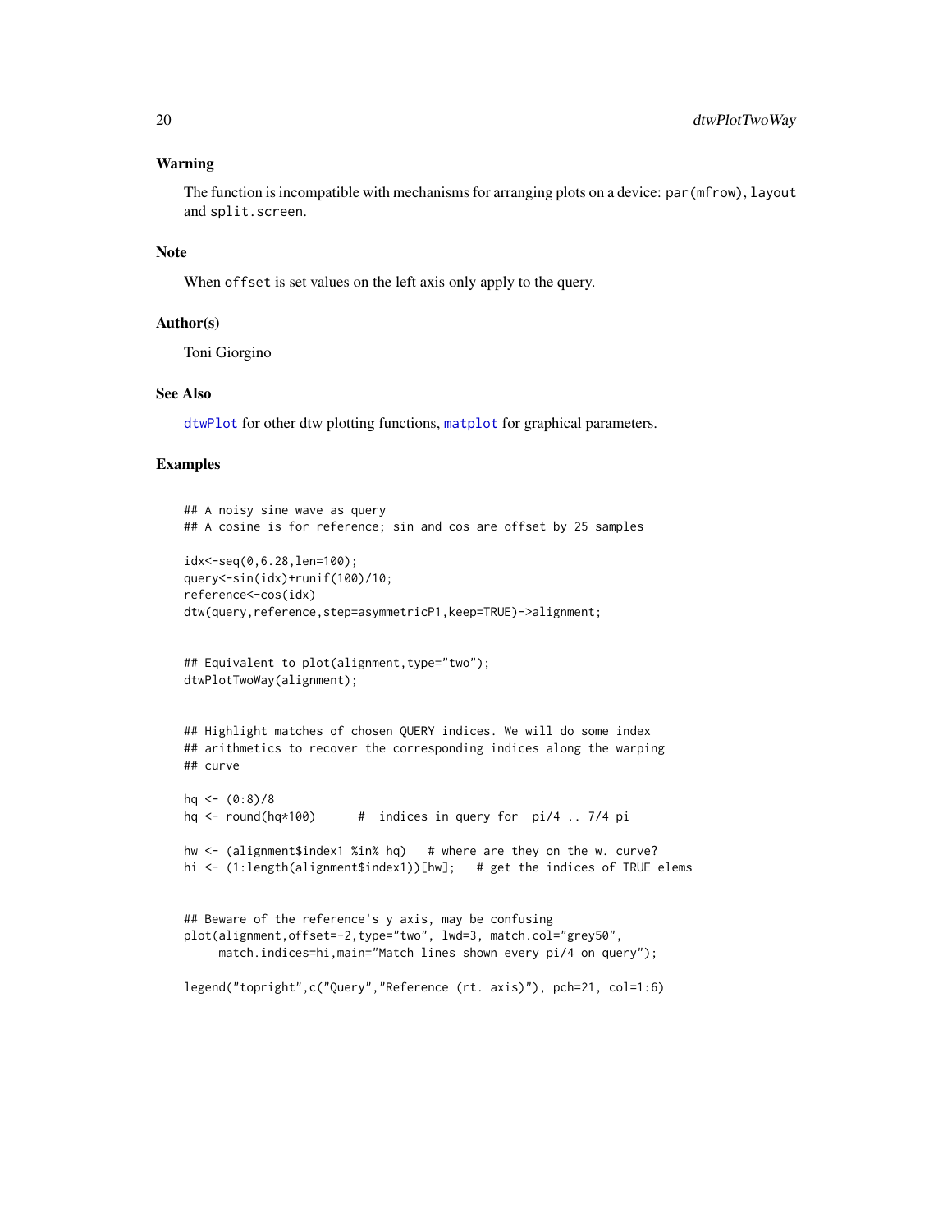## Warning

The function is incompatible with mechanisms for arranging plots on a device: `par(mfrow)`, `layout` and `split.screen`.

## Note

When `offset` is set values on the left axis only apply to the query.

## Author(s)

Toni Giorgino

## See Also

`dtwPlot` for other dtw plotting functions, `matplot` for graphical parameters.

## Examples

```
## A noisy sine wave as query
## A cosine is for reference; sin and cos are offset by 25 samples

idx<-seq(0,6.28,len=100);
query<-sin(idx)+runif(100)/10;
reference<-cos(idx)
dtw(query,reference,step=asymmetricP1,keep=TRUE)->alignment;


## Equivalent to plot(alignment,type="two");
dtwPlotTwoWay(alignment);


## Highlight matches of chosen QUERY indices. We will do some index
## arithmetics to recover the corresponding indices along the warping
## curve

hq <- (0:8)/8
hq <- round(hq*100)      #  indices in query for  pi/4 .. 7/4 pi

hw <- (alignment$index1 %in% hq)   # where are they on the w. curve?
hi <- (1:length(alignment$index1))[hw];   # get the indices of TRUE elems


## Beware of the reference's y axis, may be confusing
plot(alignment,offset=-2,type="two", lwd=3, match.col="grey50",
     match.indices=hi,main="Match lines shown every pi/4 on query");

legend("topright",c("Query","Reference (rt. axis)"), pch=21, col=1:6)
```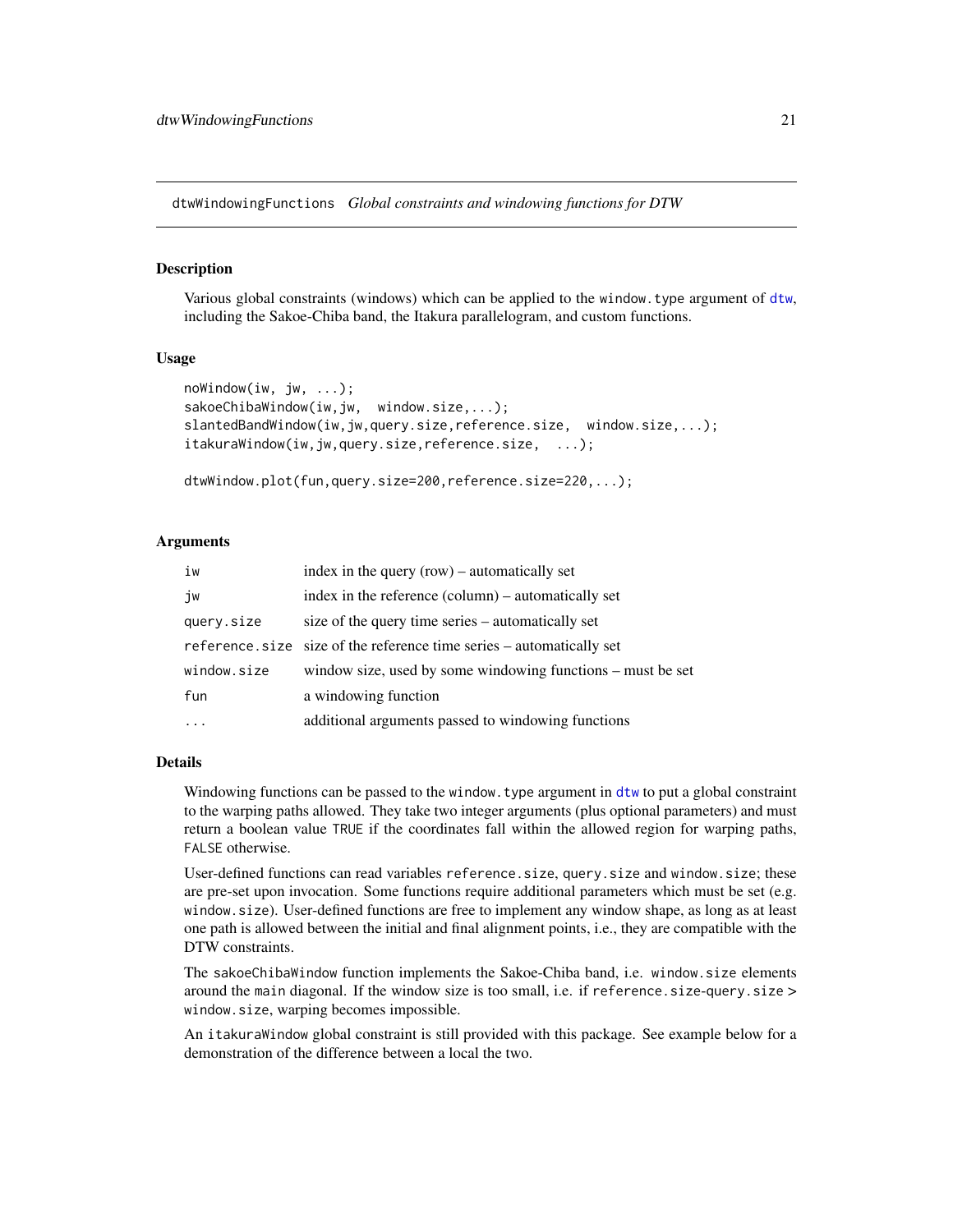dtwWindowingFunctions *Global constraints and windowing functions for DTW*

## Description

Various global constraints (windows) which can be applied to the `window.type` argument of `dtw`, including the Sakoe-Chiba band, the Itakura parallelogram, and custom functions.

## Usage

```
noWindow(iw, jw, ...);
sakoeChibaWindow(iw,jw,  window.size,...);
slantedBandWindow(iw,jw,query.size,reference.size,  window.size,...);
itakuraWindow(iw,jw,query.size,reference.size,  ...);

dtwWindow.plot(fun,query.size=200,reference.size=220,...);
```

## Arguments

| | |
|---|---|
| `iw` | index in the query (row) – automatically set |
| `jw` | index in the reference (column) – automatically set |
| `query.size` | size of the query time series – automatically set |
| `reference.size` | size of the reference time series – automatically set |
| `window.size` | window size, used by some windowing functions – must be set |
| `fun` | a windowing function |
| `...` | additional arguments passed to windowing functions |

## Details

Windowing functions can be passed to the `window.type` argument in `dtw` to put a global constraint to the warping paths allowed. They take two integer arguments (plus optional parameters) and must return a boolean value `TRUE` if the coordinates fall within the allowed region for warping paths, `FALSE` otherwise.

User-defined functions can read variables `reference.size`, `query.size` and `window.size`; these are pre-set upon invocation. Some functions require additional parameters which must be set (e.g. `window.size`). User-defined functions are free to implement any window shape, as long as at least one path is allowed between the initial and final alignment points, i.e., they are compatible with the DTW constraints.

The `sakoeChibaWindow` function implements the Sakoe-Chiba band, i.e. `window.size` elements around the `main` diagonal. If the window size is too small, i.e. if `reference.size`-`query.size` > `window.size`, warping becomes impossible.

An `itakuraWindow` global constraint is still provided with this package. See example below for a demonstration of the difference between a local the two.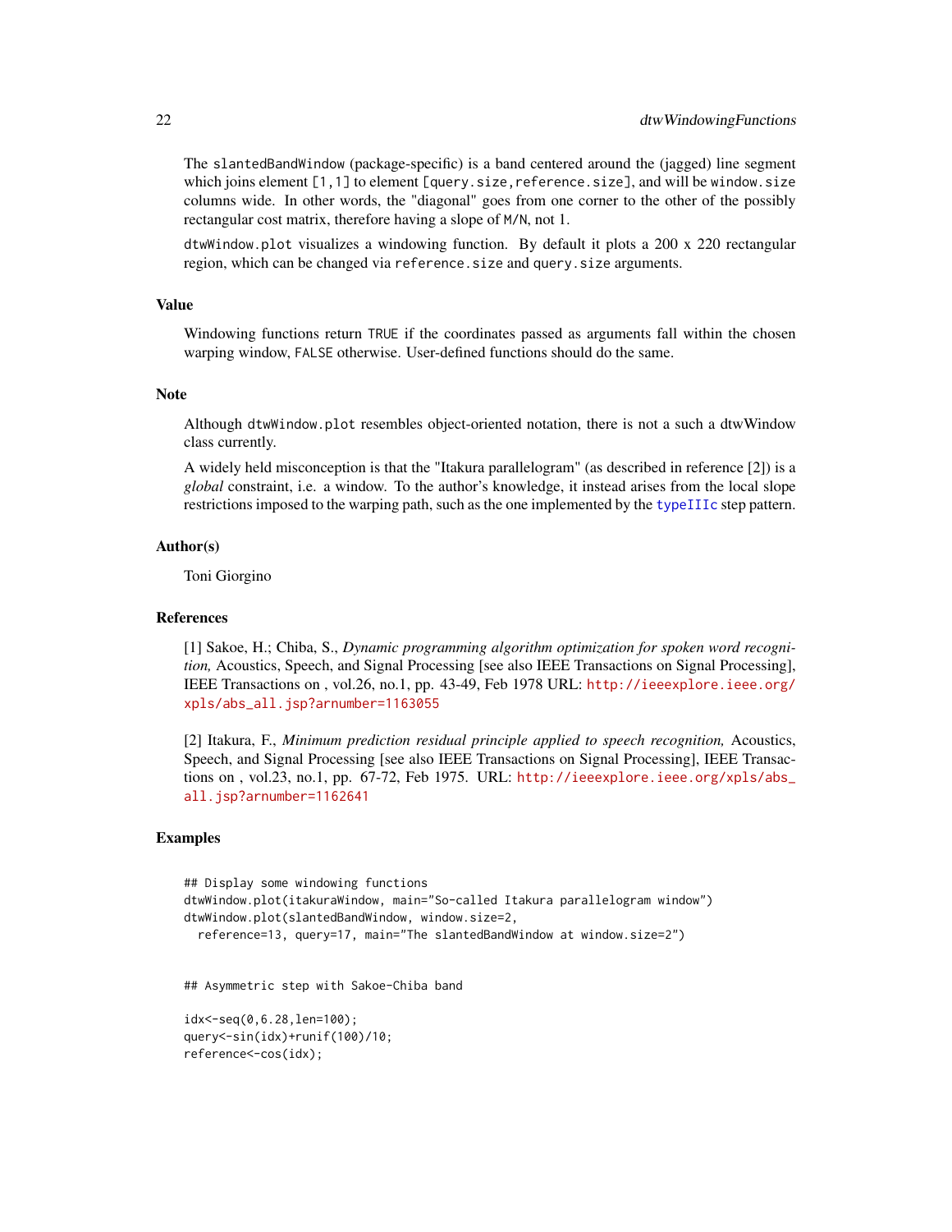The `slantedBandWindow` (package-specific) is a band centered around the (jagged) line segment which joins element `[1,1]` to element `[query.size,reference.size]`, and will be `window.size` columns wide. In other words, the "diagonal" goes from one corner to the other of the possibly rectangular cost matrix, therefore having a slope of `M/N`, not 1.

`dtwWindow.plot` visualizes a windowing function. By default it plots a 200 x 220 rectangular region, which can be changed via `reference.size` and `query.size` arguments.

## Value

Windowing functions return `TRUE` if the coordinates passed as arguments fall within the chosen warping window, `FALSE` otherwise. User-defined functions should do the same.

## Note

Although `dtwWindow.plot` resembles object-oriented notation, there is not a such a dtwWindow class currently.

A widely held misconception is that the "Itakura parallelogram" (as described in reference [2]) is a *global* constraint, i.e. a window. To the author's knowledge, it instead arises from the local slope restrictions imposed to the warping path, such as the one implemented by the `typeIIIc` step pattern.

## Author(s)

Toni Giorgino

## References

[1] Sakoe, H.; Chiba, S., *Dynamic programming algorithm optimization for spoken word recognition,* Acoustics, Speech, and Signal Processing [see also IEEE Transactions on Signal Processing], IEEE Transactions on , vol.26, no.1, pp. 43-49, Feb 1978 URL: http://ieeexplore.ieee.org/xpls/abs_all.jsp?arnumber=1163055

[2] Itakura, F., *Minimum prediction residual principle applied to speech recognition,* Acoustics, Speech, and Signal Processing [see also IEEE Transactions on Signal Processing], IEEE Transactions on , vol.23, no.1, pp. 67-72, Feb 1975. URL: http://ieeexplore.ieee.org/xpls/abs_all.jsp?arnumber=1162641

## Examples

```
## Display some windowing functions
dtwWindow.plot(itakuraWindow, main="So-called Itakura parallelogram window")
dtwWindow.plot(slantedBandWindow, window.size=2,
  reference=13, query=17, main="The slantedBandWindow at window.size=2")


## Asymmetric step with Sakoe-Chiba band

idx<-seq(0,6.28,len=100);
query<-sin(idx)+runif(100)/10;
reference<-cos(idx);
```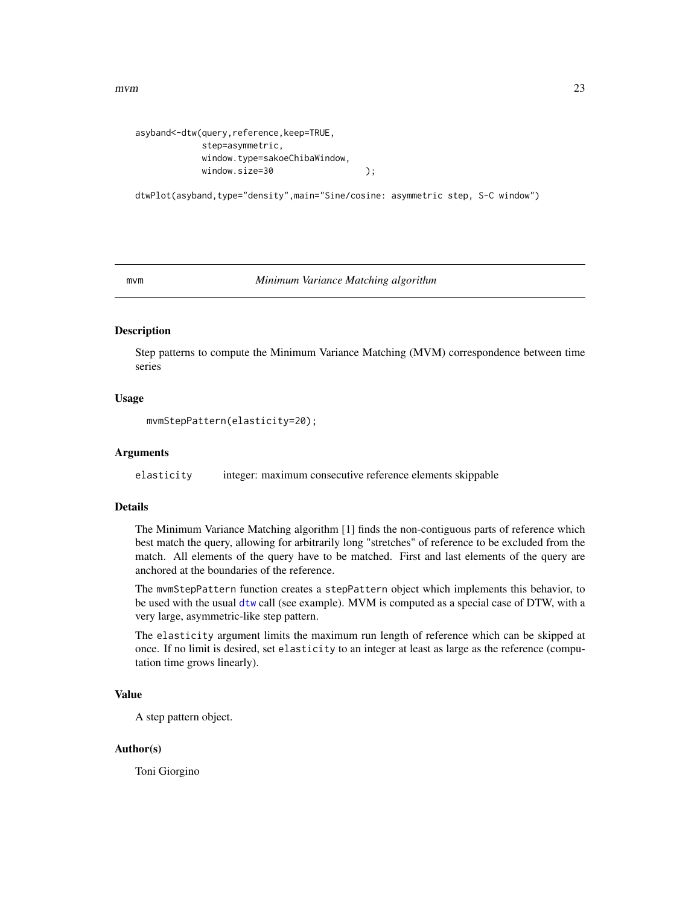```
asyband<-dtw(query,reference,keep=TRUE,
             step=asymmetric,
             window.type=sakoeChibaWindow,
             window.size=30                  );

dtwPlot(asyband,type="density",main="Sine/cosine: asymmetric step, S-C window")
```

## mvm — *Minimum Variance Matching algorithm*

### Description

Step patterns to compute the Minimum Variance Matching (MVM) correspondence between time series

### Usage

```
mvmStepPattern(elasticity=20);
```

### Arguments

| | |
|---|---|
| `elasticity` | integer: maximum consecutive reference elements skippable |

### Details

The Minimum Variance Matching algorithm [1] finds the non-contiguous parts of reference which best match the query, allowing for arbitrarily long "stretches" of reference to be excluded from the match. All elements of the query have to be matched. First and last elements of the query are anchored at the boundaries of the reference.

The `mvmStepPattern` function creates a `stepPattern` object which implements this behavior, to be used with the usual `dtw` call (see example). MVM is computed as a special case of DTW, with a very large, asymmetric-like step pattern.

The `elasticity` argument limits the maximum run length of reference which can be skipped at once. If no limit is desired, set `elasticity` to an integer at least as large as the reference (computation time grows linearly).

### Value

A step pattern object.

### Author(s)

Toni Giorgino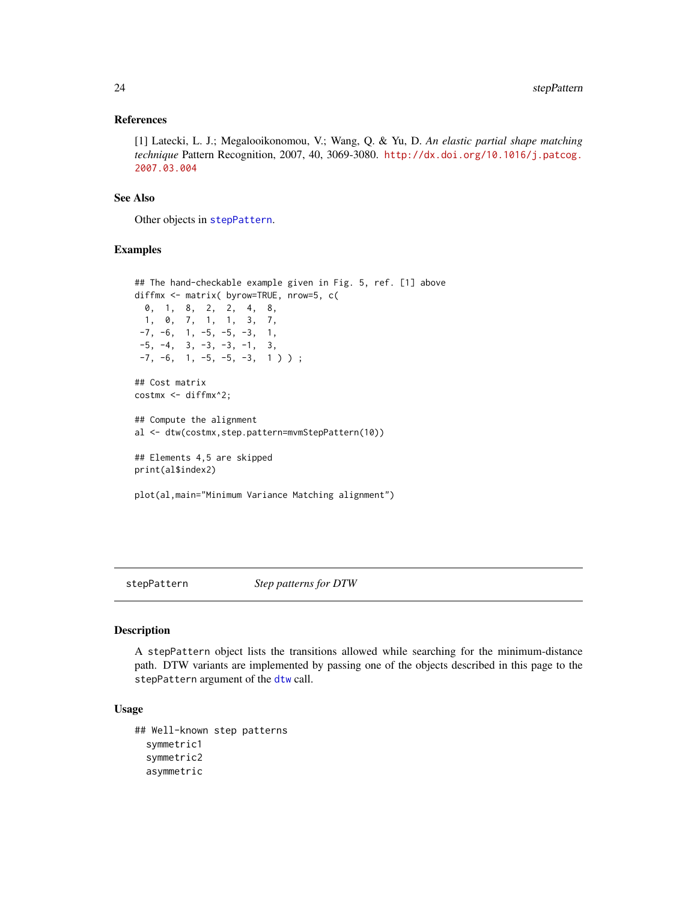### References

[1] Latecki, L. J.; Megalooikonomou, V.; Wang, Q. & Yu, D. *An elastic partial shape matching technique* Pattern Recognition, 2007, 40, 3069-3080. http://dx.doi.org/10.1016/j.patcog.2007.03.004

### See Also

Other objects in stepPattern.

### Examples

```
## The hand-checkable example given in Fig. 5, ref. [1] above
diffmx <- matrix( byrow=TRUE, nrow=5, c(
  0,  1,  8,  2,  2,  4,  8,
  1,  0,  7,  1,  1,  3,  7,
 -7, -6,  1, -5, -5, -3,  1,
 -5, -4,  3, -3, -3, -1,  3,
 -7, -6,  1, -5, -5, -3,  1 ) ) ;

## Cost matrix
costmx <- diffmx^2;

## Compute the alignment
al <- dtw(costmx,step.pattern=mvmStepPattern(10))

## Elements 4,5 are skipped
print(al$index2)

plot(al,main="Minimum Variance Matching alignment")
```

---

## stepPattern &nbsp;&nbsp;&nbsp; *Step patterns for DTW*

---

### Description

A stepPattern object lists the transitions allowed while searching for the minimum-distance path. DTW variants are implemented by passing one of the objects described in this page to the stepPattern argument of the dtw call.

### Usage

```
## Well-known step patterns
  symmetric1
  symmetric2
  asymmetric
```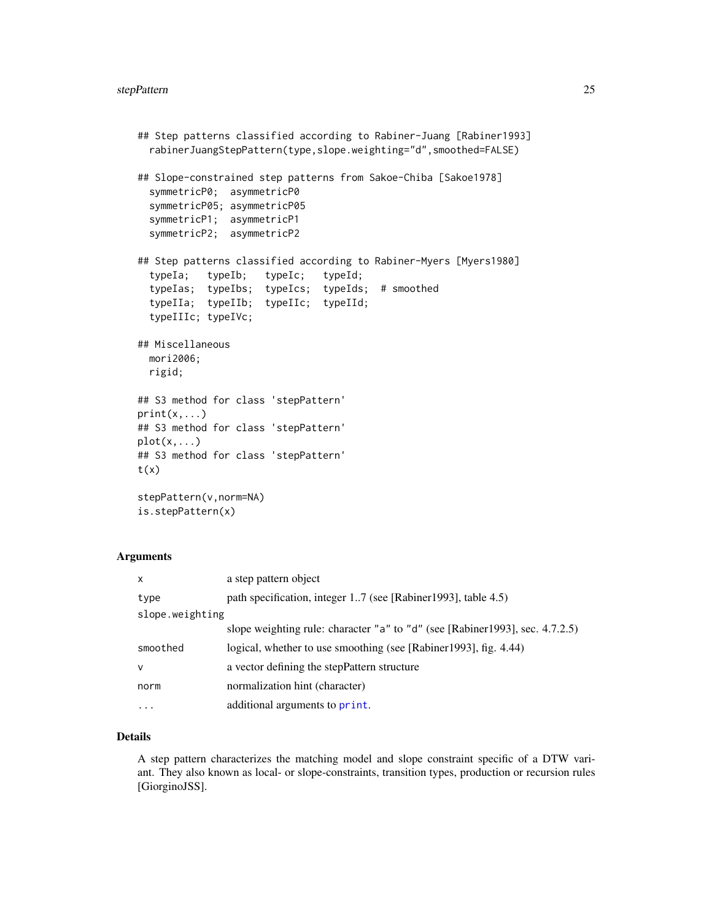```
## Step patterns classified according to Rabiner-Juang [Rabiner1993]
  rabinerJuangStepPattern(type,slope.weighting="d",smoothed=FALSE)

## Slope-constrained step patterns from Sakoe-Chiba [Sakoe1978]
  symmetricP0;  asymmetricP0
  symmetricP05; asymmetricP05
  symmetricP1;  asymmetricP1
  symmetricP2;  asymmetricP2

## Step patterns classified according to Rabiner-Myers [Myers1980]
  typeIa;   typeIb;   typeIc;   typeId;
  typeIas;  typeIbs;  typeIcs;  typeIds;  # smoothed
  typeIIa;  typeIIb;  typeIIc;  typeIId;
  typeIIIc; typeIVc;

## Miscellaneous
  mori2006;
  rigid;

## S3 method for class 'stepPattern'
print(x,...)
## S3 method for class 'stepPattern'
plot(x,...)
## S3 method for class 'stepPattern'
t(x)

stepPattern(v,norm=NA)
is.stepPattern(x)
```

### Arguments

| | |
|---|---|
| x | a step pattern object |
| type | path specification, integer 1..7 (see [Rabiner1993], table 4.5) |
| slope.weighting | slope weighting rule: character "a" to "d" (see [Rabiner1993], sec. 4.7.2.5) |
| smoothed | logical, whether to use smoothing (see [Rabiner1993], fig. 4.44) |
| v | a vector defining the stepPattern structure |
| norm | normalization hint (character) |
| ... | additional arguments to print. |

### Details

A step pattern characterizes the matching model and slope constraint specific of a DTW variant. They also known as local- or slope-constraints, transition types, production or recursion rules [GiorginoJSS].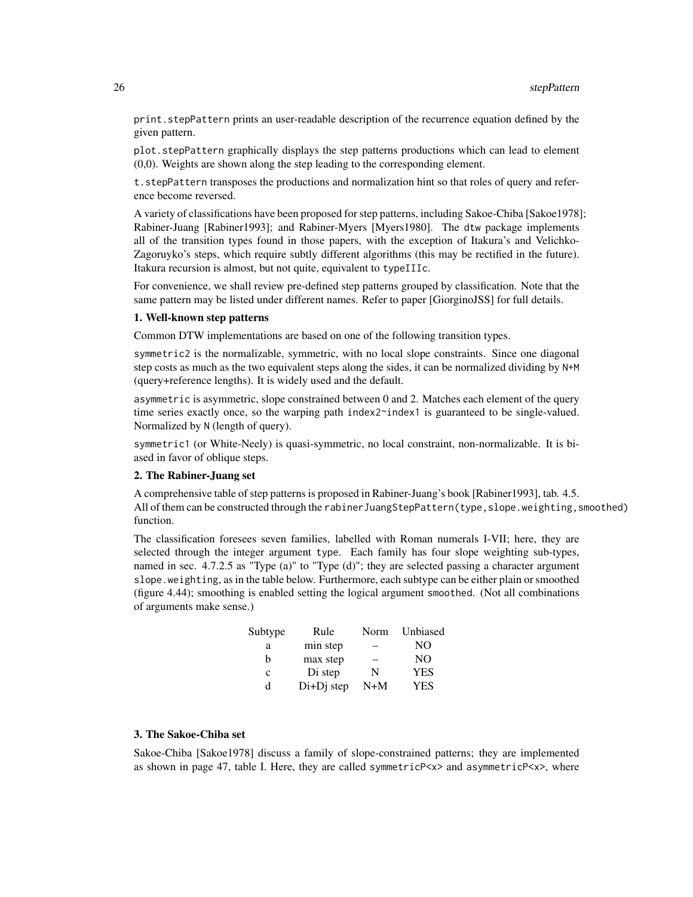`print.stepPattern` prints an user-readable description of the recurrence equation defined by the given pattern.

`plot.stepPattern` graphically displays the step patterns productions which can lead to element (0,0). Weights are shown along the step leading to the corresponding element.

`t.stepPattern` transposes the productions and normalization hint so that roles of query and reference become reversed.

A variety of classifications have been proposed for step patterns, including Sakoe-Chiba [Sakoe1978]; Rabiner-Juang [Rabiner1993]; and Rabiner-Myers [Myers1980]. The `dtw` package implements all of the transition types found in those papers, with the exception of Itakura's and Velichko-Zagoruyko's steps, which require subtly different algorithms (this may be rectified in the future). Itakura recursion is almost, but not quite, equivalent to `typeIIIc`.

For convenience, we shall review pre-defined step patterns grouped by classification. Note that the same pattern may be listed under different names. Refer to paper [GiorginoJSS] for full details.

**1. Well-known step patterns**

Common DTW implementations are based on one of the following transition types.

`symmetric2` is the normalizable, symmetric, with no local slope constraints. Since one diagonal step costs as much as the two equivalent steps along the sides, it can be normalized dividing by `N+M` (query+reference lengths). It is widely used and the default.

`asymmetric` is asymmetric, slope constrained between 0 and 2. Matches each element of the query time series exactly once, so the warping path `index2~index1` is guaranteed to be single-valued. Normalized by `N` (length of query).

`symmetric1` (or White-Neely) is quasi-symmetric, no local constraint, non-normalizable. It is biased in favor of oblique steps.

**2. The Rabiner-Juang set**

A comprehensive table of step patterns is proposed in Rabiner-Juang's book [Rabiner1993], tab. 4.5. All of them can be constructed through the `rabinerJuangStepPattern(type,slope.weighting,smoothed)` function.

The classification foresees seven families, labelled with Roman numerals I-VII; here, they are selected through the integer argument `type`. Each family has four slope weighting sub-types, named in sec. 4.7.2.5 as "Type (a)" to "Type (d)"; they are selected passing a character argument `slope.weighting`, as in the table below. Furthermore, each subtype can be either plain or smoothed (figure 4.44); smoothing is enabled setting the logical argument `smoothed`. (Not all combinations of arguments make sense.)

| Subtype | Rule | Norm | Unbiased |
|---|---|---|---|
| a | min step | – | NO |
| b | max step | – | NO |
| c | Di step | N | YES |
| d | Di+Dj step | N+M | YES |

**3. The Sakoe-Chiba set**

Sakoe-Chiba [Sakoe1978] discuss a family of slope-constrained patterns; they are implemented as shown in page 47, table I. Here, they are called `symmetricP<x>` and `asymmetricP<x>`, where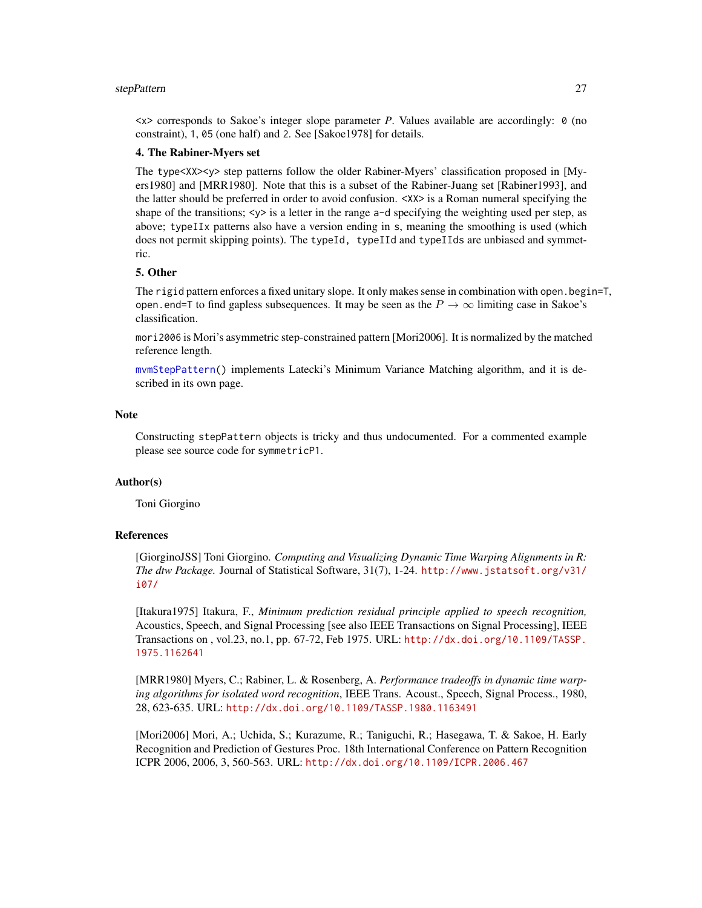<x> corresponds to Sakoe's integer slope parameter *P*. Values available are accordingly: `0` (no constraint), `1`, `05` (one half) and `2`. See [Sakoe1978] for details.

**4. The Rabiner-Myers set**

The `type<XX><y>` step patterns follow the older Rabiner-Myers' classification proposed in [Myers1980] and [MRR1980]. Note that this is a subset of the Rabiner-Juang set [Rabiner1993], and the latter should be preferred in order to avoid confusion. `<XX>` is a Roman numeral specifying the shape of the transitions; `<y>` is a letter in the range `a-d` specifying the weighting used per step, as above; `typeIIx` patterns also have a version ending in `s`, meaning the smoothing is used (which does not permit skipping points). The `typeId, typeIId` and `typeIIds` are unbiased and symmetric.

**5. Other**

The `rigid` pattern enforces a fixed unitary slope. It only makes sense in combination with `open.begin=T`, `open.end=T` to find gapless subsequences. It may be seen as the $P \to \infty$ limiting case in Sakoe's classification.

`mori2006` is Mori's asymmetric step-constrained pattern [Mori2006]. It is normalized by the matched reference length.

`mvmStepPattern()` implements Latecki's Minimum Variance Matching algorithm, and it is described in its own page.

## Note

Constructing `stepPattern` objects is tricky and thus undocumented. For a commented example please see source code for `symmetricP1`.

## Author(s)

Toni Giorgino

## References

[GiorginoJSS] Toni Giorgino. *Computing and Visualizing Dynamic Time Warping Alignments in R: The dtw Package.* Journal of Statistical Software, 31(7), 1-24. http://www.jstatsoft.org/v31/i07/

[Itakura1975] Itakura, F., *Minimum prediction residual principle applied to speech recognition,* Acoustics, Speech, and Signal Processing [see also IEEE Transactions on Signal Processing], IEEE Transactions on , vol.23, no.1, pp. 67-72, Feb 1975. URL: http://dx.doi.org/10.1109/TASSP.1975.1162641

[MRR1980] Myers, C.; Rabiner, L. & Rosenberg, A. *Performance tradeoffs in dynamic time warping algorithms for isolated word recognition*, IEEE Trans. Acoust., Speech, Signal Process., 1980, 28, 623-635. URL: http://dx.doi.org/10.1109/TASSP.1980.1163491

[Mori2006] Mori, A.; Uchida, S.; Kurazume, R.; Taniguchi, R.; Hasegawa, T. & Sakoe, H. Early Recognition and Prediction of Gestures Proc. 18th International Conference on Pattern Recognition ICPR 2006, 2006, 3, 560-563. URL: http://dx.doi.org/10.1109/ICPR.2006.467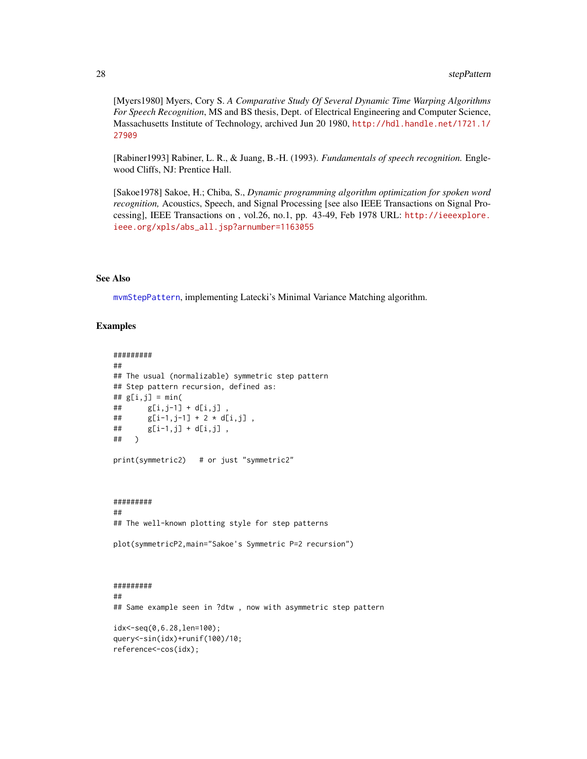[Myers1980] Myers, Cory S. *A Comparative Study Of Several Dynamic Time Warping Algorithms For Speech Recognition*, MS and BS thesis, Dept. of Electrical Engineering and Computer Science, Massachusetts Institute of Technology, archived Jun 20 1980, http://hdl.handle.net/1721.1/27909

[Rabiner1993] Rabiner, L. R., & Juang, B.-H. (1993). *Fundamentals of speech recognition.* Englewood Cliffs, NJ: Prentice Hall.

[Sakoe1978] Sakoe, H.; Chiba, S., *Dynamic programming algorithm optimization for spoken word recognition,* Acoustics, Speech, and Signal Processing [see also IEEE Transactions on Signal Processing], IEEE Transactions on , vol.26, no.1, pp. 43-49, Feb 1978 URL: http://ieeexplore.ieee.org/xpls/abs_all.jsp?arnumber=1163055

## See Also

mvmStepPattern, implementing Latecki's Minimal Variance Matching algorithm.

## Examples

```
#########
##
## The usual (normalizable) symmetric step pattern
## Step pattern recursion, defined as:
## g[i,j] = min(
##      g[i,j-1] + d[i,j] ,
##      g[i-1,j-1] + 2 * d[i,j] ,
##      g[i-1,j] + d[i,j] ,
##   )

print(symmetric2)   # or just "symmetric2"



#########
##
## The well-known plotting style for step patterns

plot(symmetricP2,main="Sakoe's Symmetric P=2 recursion")



#########
##
## Same example seen in ?dtw , now with asymmetric step pattern

idx<-seq(0,6.28,len=100);
query<-sin(idx)+runif(100)/10;
reference<-cos(idx);
```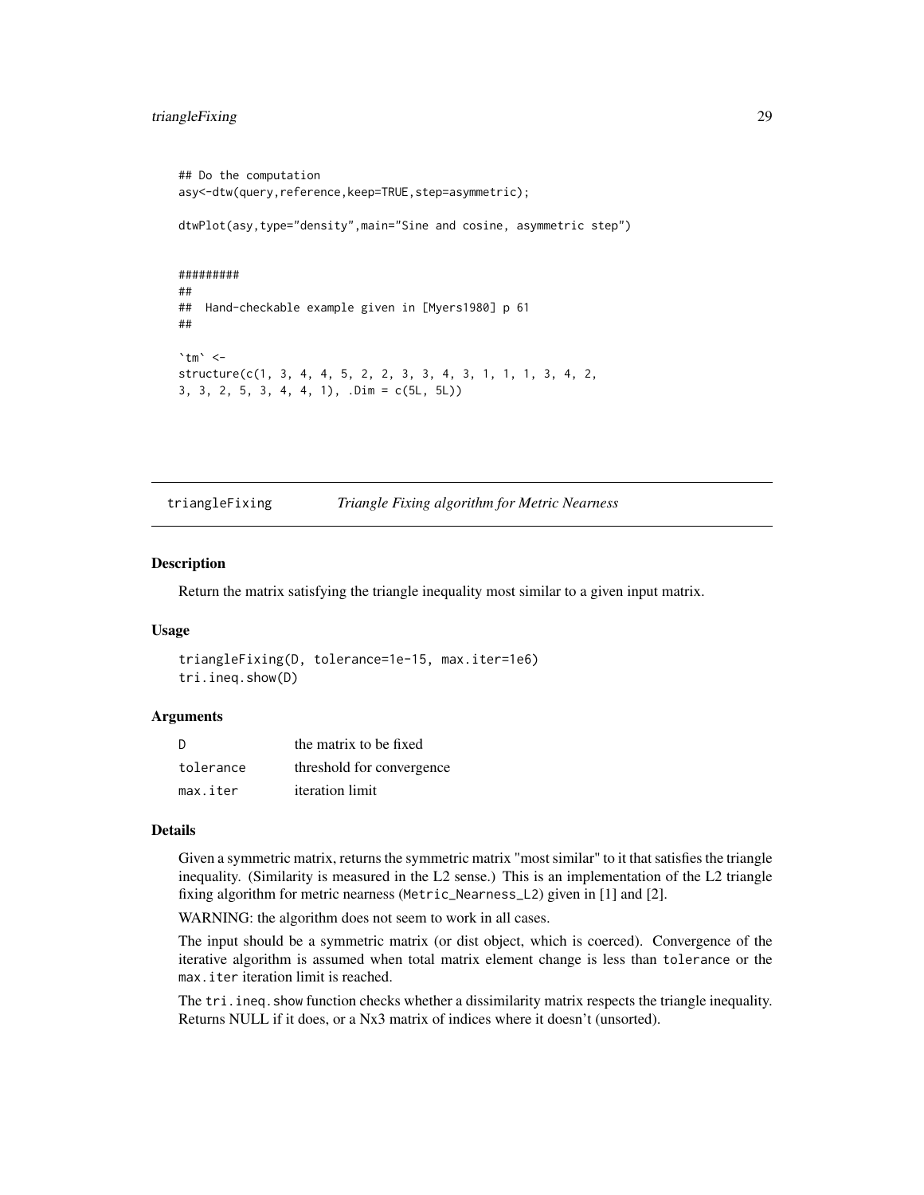```
## Do the computation
asy<-dtw(query,reference,keep=TRUE,step=asymmetric);

dtwPlot(asy,type="density",main="Sine and cosine, asymmetric step")


#########
##
##  Hand-checkable example given in [Myers1980] p 61
##

`tm` <-
structure(c(1, 3, 4, 4, 5, 2, 2, 3, 3, 4, 3, 1, 1, 1, 3, 4, 2,
3, 3, 2, 5, 3, 4, 4, 1), .Dim = c(5L, 5L))
```

## triangleFixing — *Triangle Fixing algorithm for Metric Nearness*

### Description

Return the matrix satisfying the triangle inequality most similar to a given input matrix.

### Usage

```
triangleFixing(D, tolerance=1e-15, max.iter=1e6)
tri.ineq.show(D)
```

### Arguments

| | |
|---|---|
| `D` | the matrix to be fixed |
| `tolerance` | threshold for convergence |
| `max.iter` | iteration limit |

### Details

Given a symmetric matrix, returns the symmetric matrix "most similar" to it that satisfies the triangle inequality. (Similarity is measured in the L2 sense.) This is an implementation of the L2 triangle fixing algorithm for metric nearness (`Metric_Nearness_L2`) given in [1] and [2].

WARNING: the algorithm does not seem to work in all cases.

The input should be a symmetric matrix (or dist object, which is coerced). Convergence of the iterative algorithm is assumed when total matrix element change is less than `tolerance` or the `max.iter` iteration limit is reached.

The `tri.ineq.show` function checks whether a dissimilarity matrix respects the triangle inequality. Returns NULL if it does, or a Nx3 matrix of indices where it doesn't (unsorted).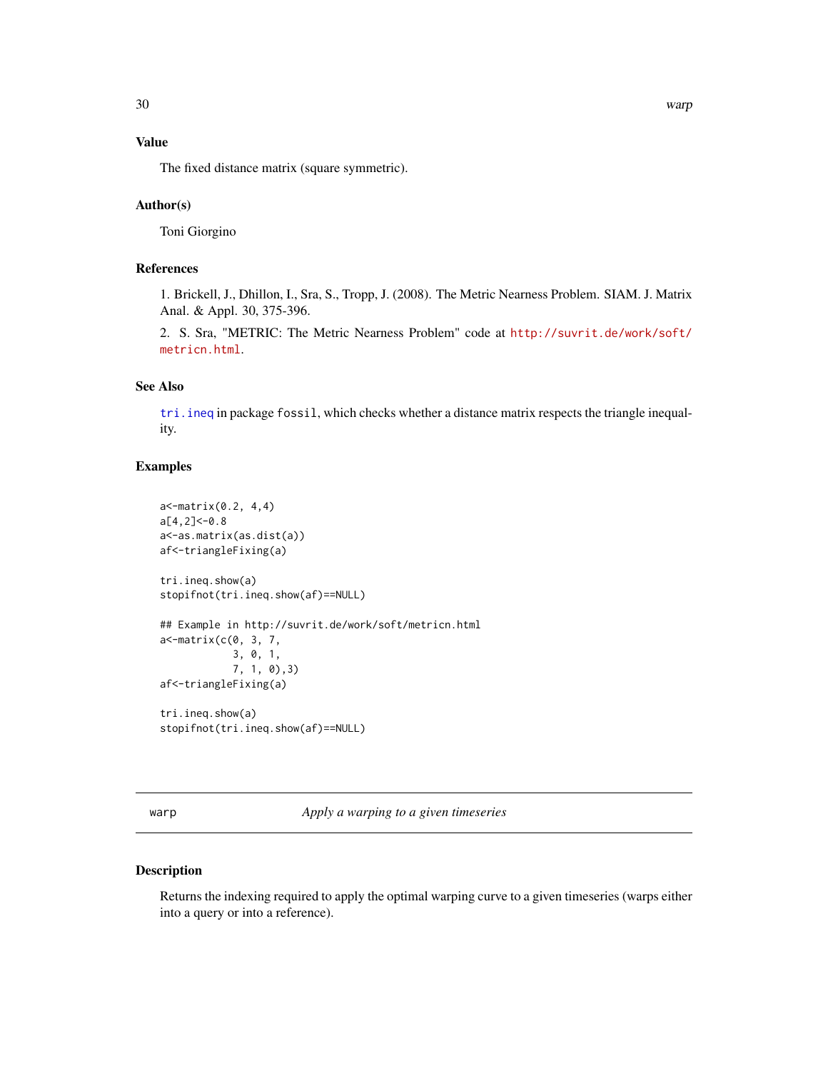### Value

The fixed distance matrix (square symmetric).

### Author(s)

Toni Giorgino

### References

1. Brickell, J., Dhillon, I., Sra, S., Tropp, J. (2008). The Metric Nearness Problem. SIAM. J. Matrix Anal. & Appl. 30, 375-396.

2. S. Sra, "METRIC: The Metric Nearness Problem" code at http://suvrit.de/work/soft/metricn.html.

### See Also

tri.ineq in package fossil, which checks whether a distance matrix respects the triangle inequality.

### Examples

```
a<-matrix(0.2, 4,4)
a[4,2]<-0.8
a<-as.matrix(as.dist(a))
af<-triangleFixing(a)

tri.ineq.show(a)
stopifnot(tri.ineq.show(af)==NULL)

## Example in http://suvrit.de/work/soft/metricn.html
a<-matrix(c(0, 3, 7,
            3, 0, 1,
            7, 1, 0),3)
af<-triangleFixing(a)

tri.ineq.show(a)
stopifnot(tri.ineq.show(af)==NULL)
```

---

## warp — *Apply a warping to a given timeseries*

### Description

Returns the indexing required to apply the optimal warping curve to a given timeseries (warps either into a query or into a reference).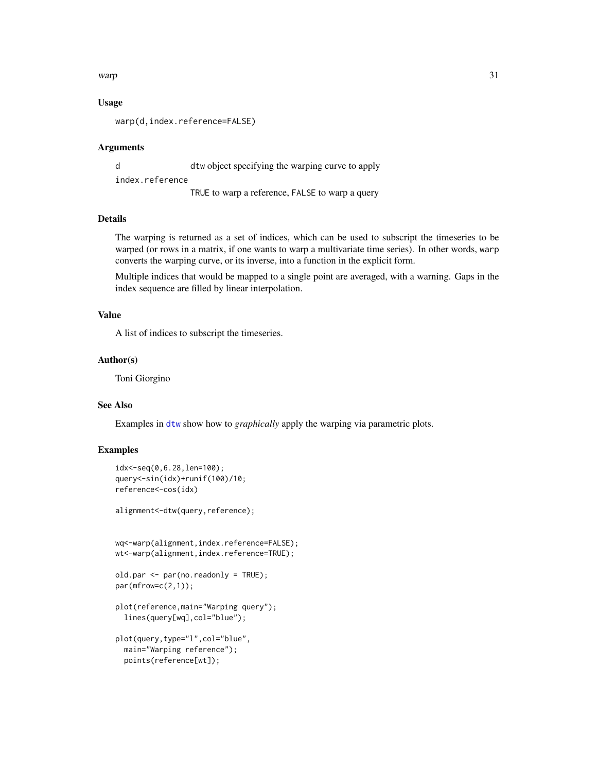## Usage

```
warp(d,index.reference=FALSE)
```

## Arguments

| | |
|---|---|
| d | dtw object specifying the warping curve to apply |
| index.reference | TRUE to warp a reference, FALSE to warp a query |

## Details

The warping is returned as a set of indices, which can be used to subscript the timeseries to be warped (or rows in a matrix, if one wants to warp a multivariate time series). In other words, warp converts the warping curve, or its inverse, into a function in the explicit form.

Multiple indices that would be mapped to a single point are averaged, with a warning. Gaps in the index sequence are filled by linear interpolation.

## Value

A list of indices to subscript the timeseries.

## Author(s)

Toni Giorgino

## See Also

Examples in dtw show how to *graphically* apply the warping via parametric plots.

## Examples

```
idx<-seq(0,6.28,len=100);
query<-sin(idx)+runif(100)/10;
reference<-cos(idx)

alignment<-dtw(query,reference);


wq<-warp(alignment,index.reference=FALSE);
wt<-warp(alignment,index.reference=TRUE);

old.par <- par(no.readonly = TRUE);
par(mfrow=c(2,1));

plot(reference,main="Warping query");
  lines(query[wq],col="blue");

plot(query,type="l",col="blue",
  main="Warping reference");
  points(reference[wt]);
```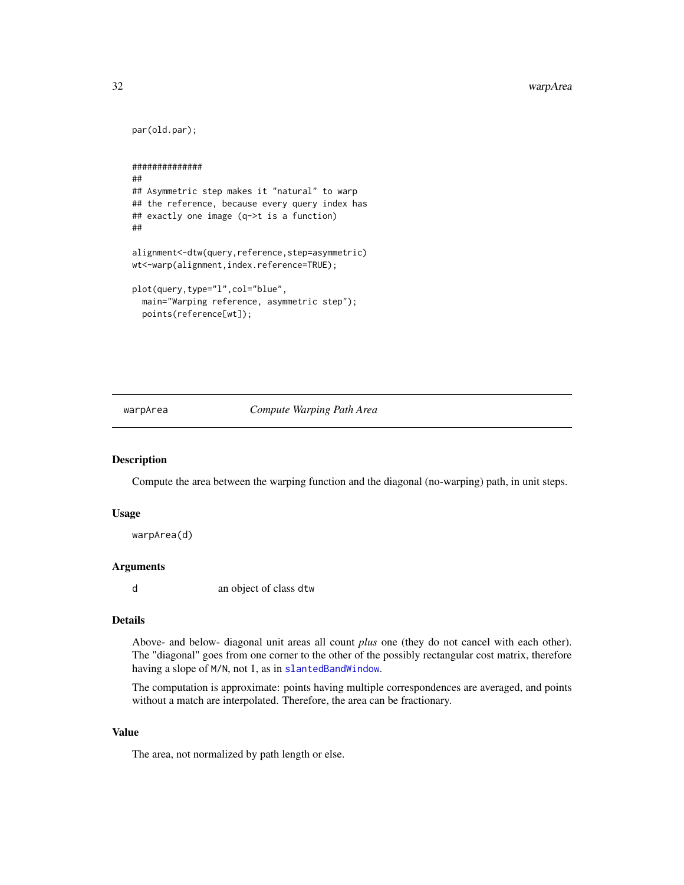```
par(old.par);


##############
##
## Asymmetric step makes it "natural" to warp
## the reference, because every query index has
## exactly one image (q->t is a function)
##

alignment<-dtw(query,reference,step=asymmetric)
wt<-warp(alignment,index.reference=TRUE);

plot(query,type="l",col="blue",
  main="Warping reference, asymmetric step");
  points(reference[wt]);
```

---

## warpAREA *Compute Warping Path Area*

### Description

Compute the area between the warping function and the diagonal (no-warping) path, in unit steps.

### Usage

```
warpArea(d)
```

### Arguments

`d` an object of class `dtw`

### Details

Above- and below- diagonal unit areas all count *plus* one (they do not cancel with each other). The "diagonal" goes from one corner to the other of the possibly rectangular cost matrix, therefore having a slope of `M/N`, not 1, as in `slantedBandWindow`.

The computation is approximate: points having multiple correspondences are averaged, and points without a match are interpolated. Therefore, the area can be fractionary.

### Value

The area, not normalized by path length or else.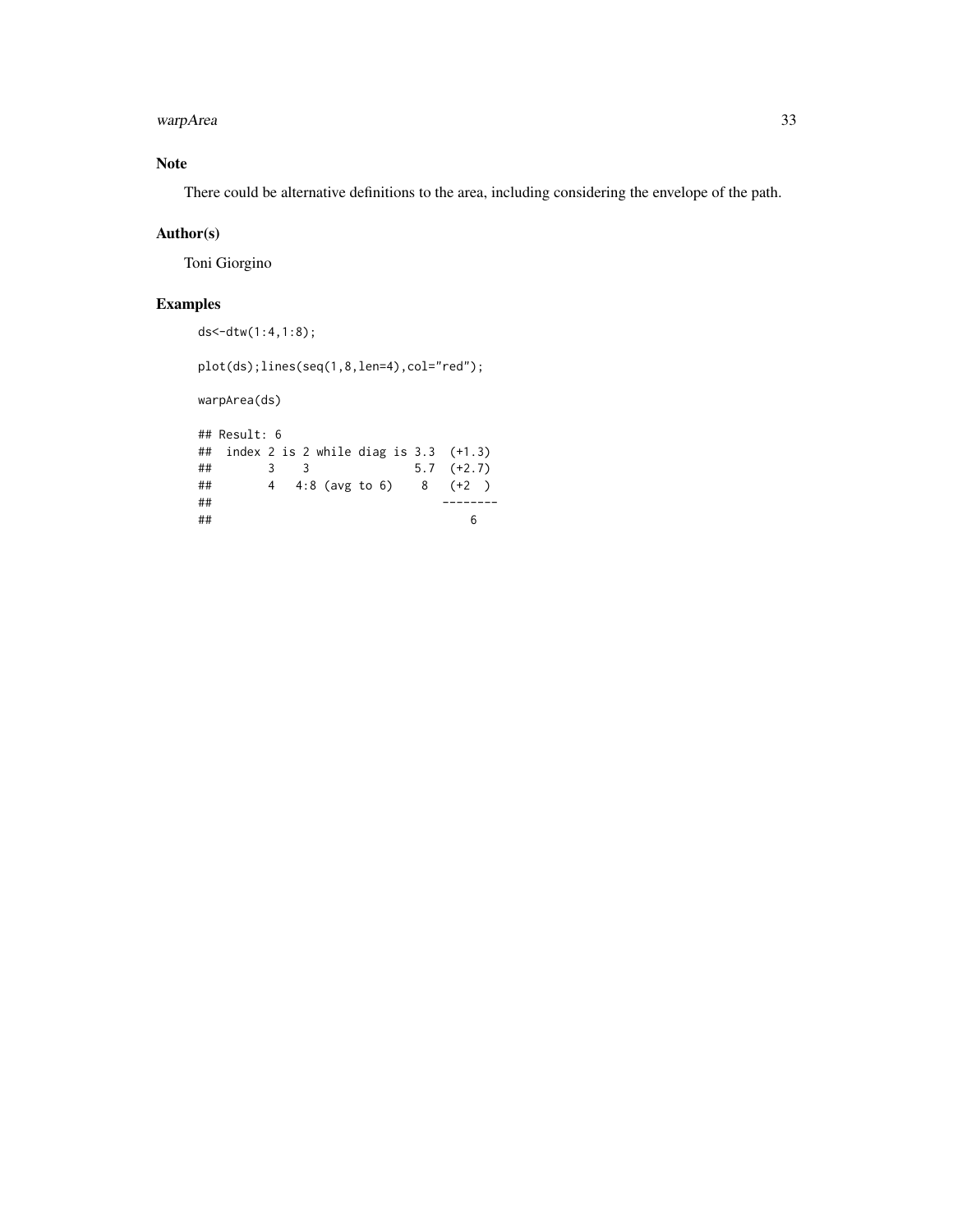## Note

There could be alternative definitions to the area, including considering the envelope of the path.

## Author(s)

Toni Giorgino

## Examples

```
ds<-dtw(1:4,1:8);

plot(ds);lines(seq(1,8,len=4),col="red");

warpArea(ds)

## Result: 6
##  index 2 is 2 while diag is 3.3  (+1.3)
##        3    3              5.7  (+2.7)
##        4   4:8 (avg to 6)    8   (+2  )
##                                 --------
##                                    6
```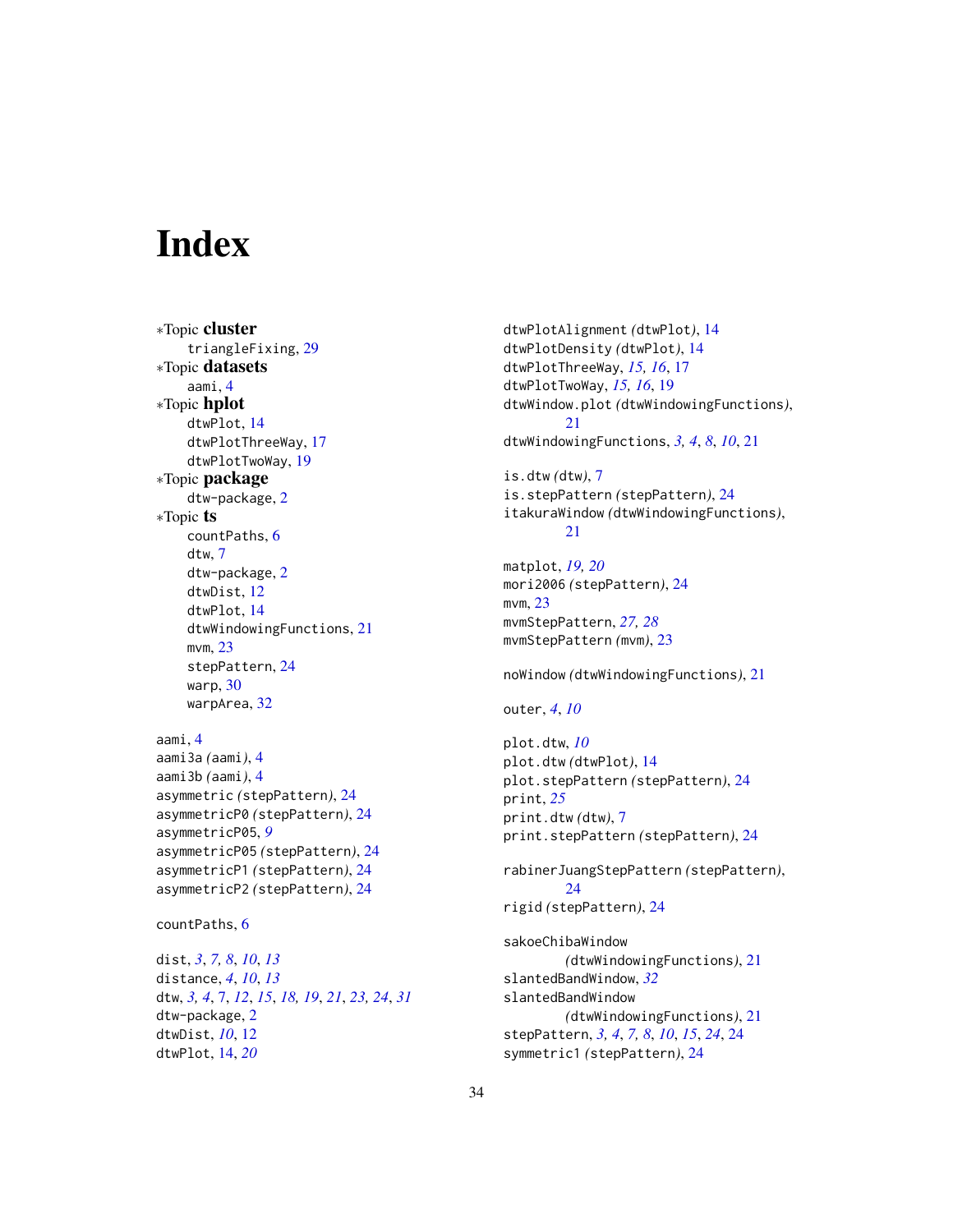# Index

*Topic **cluster**
  triangleFixing, 29
*Topic **datasets**
  aami, 4
*Topic **hplot**
  dtwPlot, 14
  dtwPlotThreeWay, 17
  dtwPlotTwoWay, 19
*Topic **package**
  dtw-package, 2
*Topic **ts**
  countPaths, 6
  dtw, 7
  dtw-package, 2
  dtwDist, 12
  dtwPlot, 14
  dtwWindowingFunctions, 21
  mvm, 23
  stepPattern, 24
  warp, 30
  warpArea, 32

aami, 4
aami3a *(*aami*)*, 4
aami3b *(*aami*)*, 4
asymmetric *(*stepPattern*)*, 24
asymmetricP0 *(*stepPattern*)*, 24
asymmetricP05, *9*
asymmetricP05 *(*stepPattern*)*, 24
asymmetricP1 *(*stepPattern*)*, 24
asymmetricP2 *(*stepPattern*)*, 24

countPaths, 6

dist, *3*, *7, 8*, *10*, *13*
distance, *4*, *10*, *13*
dtw, *3, 4*, 7, *12*, *15*, *18, 19*, *21*, *23, 24*, *31*
dtw-package, 2
dtwDist, *10*, 12
dtwPlot, 14, *20*
dtwPlotAlignment *(*dtwPlot*)*, 14
dtwPlotDensity *(*dtwPlot*)*, 14
dtwPlotThreeWay, *15, 16*, 17
dtwPlotTwoWay, *15, 16*, 19
dtwWindow.plot *(*dtwWindowingFunctions*)*, 21
dtwWindowingFunctions, *3, 4*, *8*, *10*, 21

is.dtw *(*dtw*)*, 7
is.stepPattern *(*stepPattern*)*, 24
itakuraWindow *(*dtwWindowingFunctions*)*, 21

matplot, *19, 20*
mori2006 *(*stepPattern*)*, 24
mvm, 23
mvmStepPattern, *27, 28*
mvmStepPattern *(*mvm*)*, 23

noWindow *(*dtwWindowingFunctions*)*, 21

outer, *4*, *10*

plot.dtw, *10*
plot.dtw *(*dtwPlot*)*, 14
plot.stepPattern *(*stepPattern*)*, 24
print, *25*
print.dtw *(*dtw*)*, 7
print.stepPattern *(*stepPattern*)*, 24

rabinerJuangStepPattern *(*stepPattern*)*, 24
rigid *(*stepPattern*)*, 24

sakoeChibaWindow *(*dtwWindowingFunctions*)*, 21
slantedBandWindow, *32*
slantedBandWindow *(*dtwWindowingFunctions*)*, 21
stepPattern, *3, 4*, *7, 8*, *10*, *15*, *24*, 24
symmetric1 *(*stepPattern*)*, 24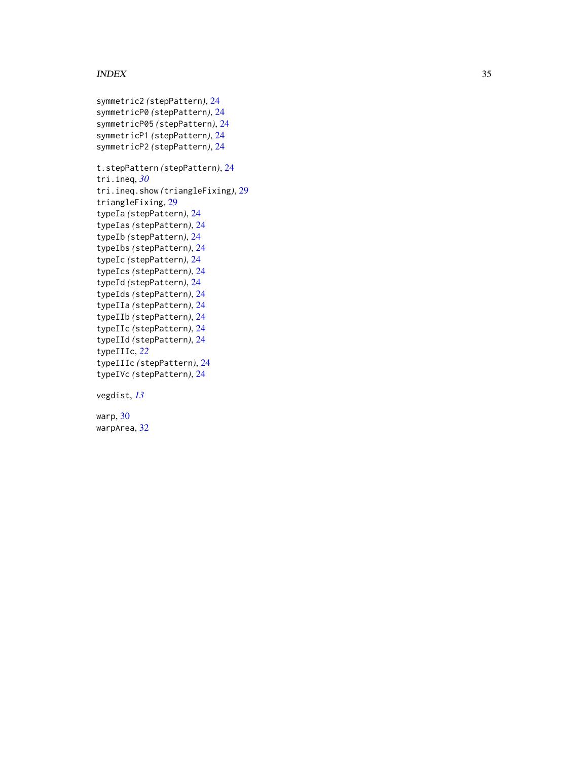symmetric2 *(*stepPattern*)*, 24
symmetricP0 *(*stepPattern*)*, 24
symmetricP05 *(*stepPattern*)*, 24
symmetricP1 *(*stepPattern*)*, 24
symmetricP2 *(*stepPattern*)*, 24

t.stepPattern *(*stepPattern*)*, 24
tri.ineq, *30*
tri.ineq.show *(*triangleFixing*)*, 29
triangleFixing, 29
typeIa *(*stepPattern*)*, 24
typeIas *(*stepPattern*)*, 24
typeIb *(*stepPattern*)*, 24
typeIbs *(*stepPattern*)*, 24
typeIc *(*stepPattern*)*, 24
typeIcs *(*stepPattern*)*, 24
typeId *(*stepPattern*)*, 24
typeIds *(*stepPattern*)*, 24
typeIIa *(*stepPattern*)*, 24
typeIIb *(*stepPattern*)*, 24
typeIIc *(*stepPattern*)*, 24
typeIId *(*stepPattern*)*, 24
typeIIIc, *22*
typeIIIc *(*stepPattern*)*, 24
typeIVc *(*stepPattern*)*, 24

vegdist, *13*

warp, 30
warpArea, 32